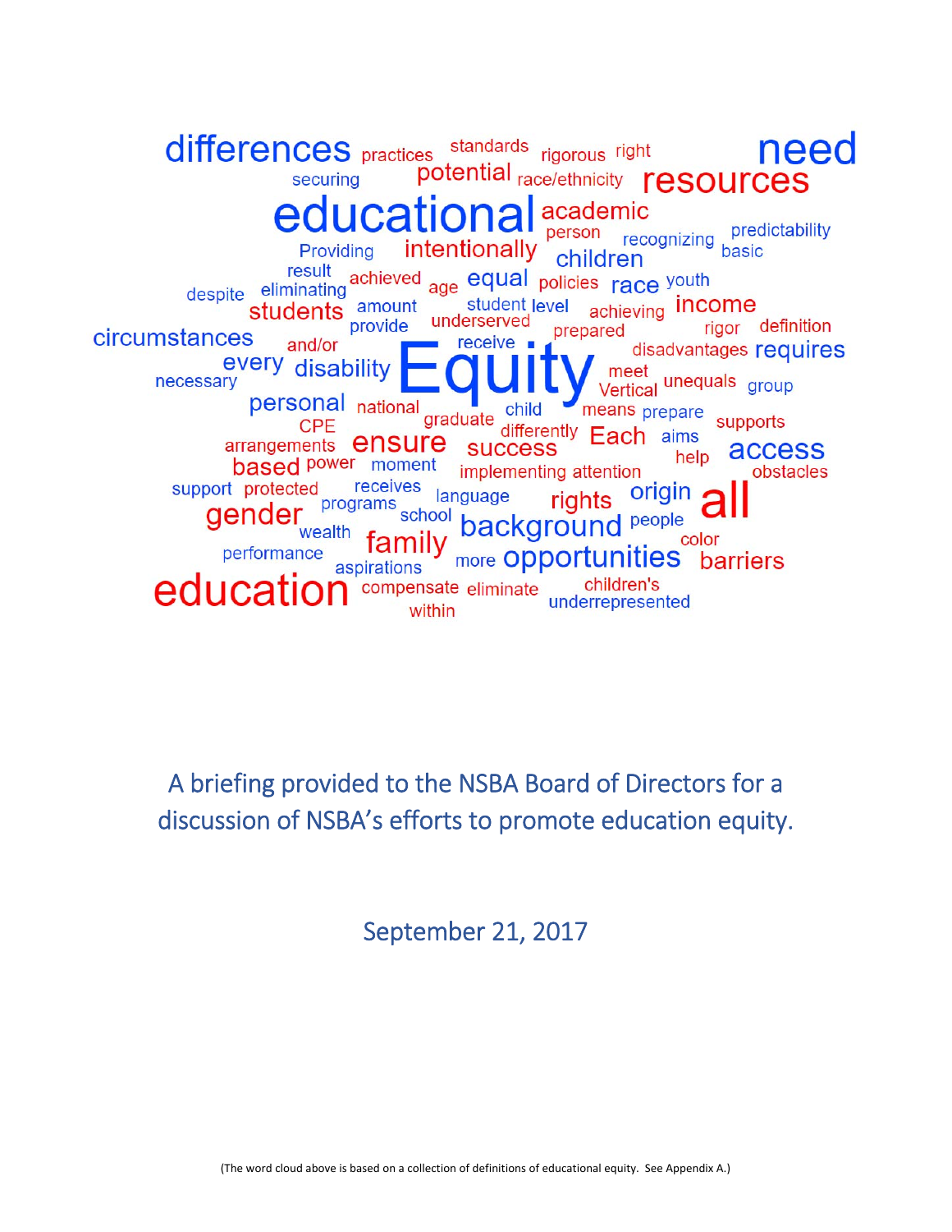A briefing provided to the NSBA Board of Directors for a discussion of NSBA's efforts to promote education equity.

September 21, 2017

(The word cloud above is based on a collection of definitions of educational equity. See Appendix A.)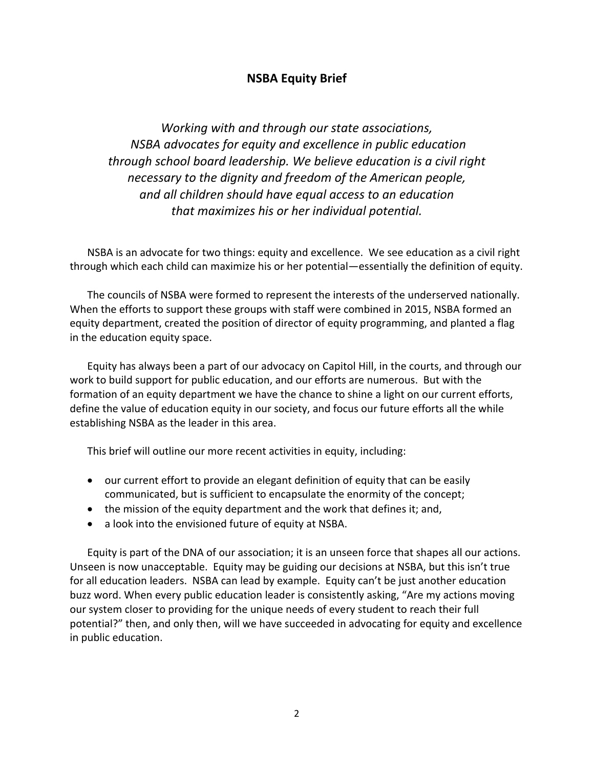## NSBA Equity Brief

*Working with and through our state associations, NSBA advocates for equity and excellence in public education through school board leadership. We believe education is a civil right necessary to the dignity and freedom of the American people, and all children should have equal access to an education that maximizes his or her individual potential.*

NSBA is an advocate for two things: equity and excellence. We see education as a civil right through which each child can maximize his or her potential—essentially the definition of equity.

The councils of NSBA were formed to represent the interests of the underserved nationally. When the efforts to support these groups with staff were combined in 2015, NSBA formed an equity department, created the position of director of equity programming, and planted a flag in the education equity space.

Equity has always been a part of our advocacy on Capitol Hill, in the courts, and through our work to build support for public education, and our efforts are numerous. But with the formation of an equity department we have the chance to shine a light on our current efforts, define the value of education equity in our society, and focus our future efforts all the while establishing NSBA as the leader in this area.

This brief will outline our more recent activities in equity, including:

- our current effort to provide an elegant definition of equity that can be easily communicated, but is sufficient to encapsulate the enormity of the concept;
- the mission of the equity department and the work that defines it; and,
- a look into the envisioned future of equity at NSBA.

Equity is part of the DNA of our association; it is an unseen force that shapes all our actions. Unseen is now unacceptable. Equity may be guiding our decisions at NSBA, but this isn't true for all education leaders. NSBA can lead by example. Equity can't be just another education buzz word. When every public education leader is consistently asking, "Are my actions moving our system closer to providing for the unique needs of every student to reach their full potential?" then, and only then, will we have succeeded in advocating for equity and excellence in public education.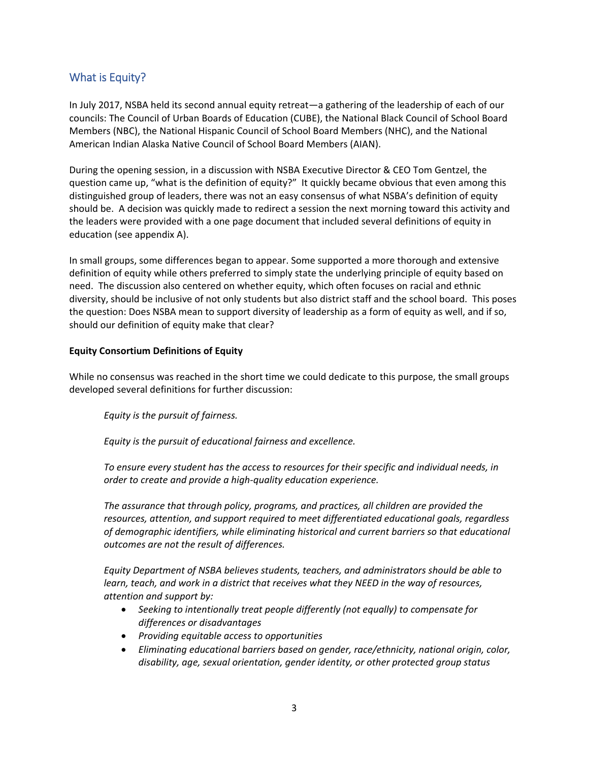## What is Equity?

In July 2017, NSBA held its second annual equity retreat—a gathering of the leadership of each of our councils: The Council of Urban Boards of Education (CUBE), the National Black Council of School Board Members (NBC), the National Hispanic Council of School Board Members (NHC), and the National American Indian Alaska Native Council of School Board Members (AIAN).

During the opening session, in a discussion with NSBA Executive Director & CEO Tom Gentzel, the question came up, "what is the definition of equity?" It quickly became obvious that even among this distinguished group of leaders, there was not an easy consensus of what NSBA's definition of equity should be. A decision was quickly made to redirect a session the next morning toward this activity and the leaders were provided with a one page document that included several definitions of equity in education (see appendix A).

In small groups, some differences began to appear. Some supported a more thorough and extensive definition of equity while others preferred to simply state the underlying principle of equity based on need. The discussion also centered on whether equity, which often focuses on racial and ethnic diversity, should be inclusive of not only students but also district staff and the school board. This poses the question: Does NSBA mean to support diversity of leadership as a form of equity as well, and if so, should our definition of equity make that clear?

**Equity Consortium Definitions of Equity**

While no consensus was reached in the short time we could dedicate to this purpose, the small groups developed several definitions for further discussion:

> *Equity is the pursuit of fairness.*
>
> *Equity is the pursuit of educational fairness and excellence.*
>
> *To ensure every student has the access to resources for their specific and individual needs, in order to create and provide a high-quality education experience.*
>
> *The assurance that through policy, programs, and practices, all children are provided the resources, attention, and support required to meet differentiated educational goals, regardless of demographic identifiers, while eliminating historical and current barriers so that educational outcomes are not the result of differences.*
>
> *Equity Department of NSBA believes students, teachers, and administrators should be able to learn, teach, and work in a district that receives what they NEED in the way of resources, attention and support by:*
>
> - *Seeking to intentionally treat people differently (not equally) to compensate for differences or disadvantages*
> - *Providing equitable access to opportunities*
> - *Eliminating educational barriers based on gender, race/ethnicity, national origin, color, disability, age, sexual orientation, gender identity, or other protected group status*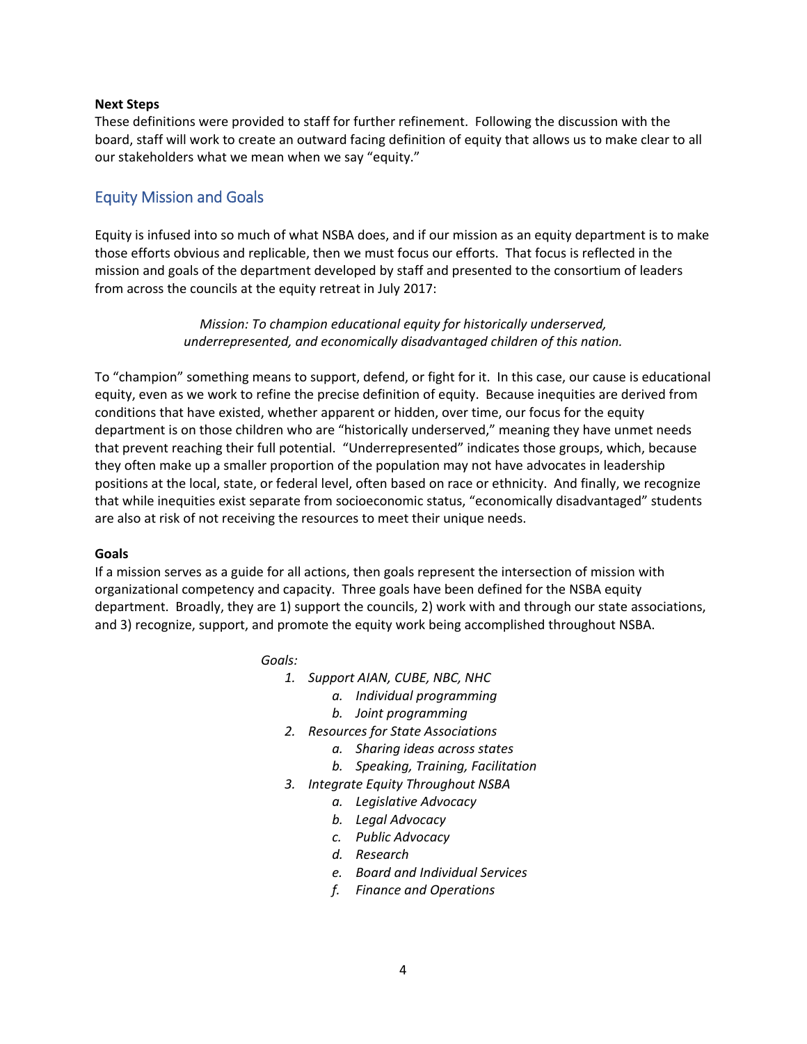**Next Steps**

These definitions were provided to staff for further refinement. Following the discussion with the board, staff will work to create an outward facing definition of equity that allows us to make clear to all our stakeholders what we mean when we say "equity."

## Equity Mission and Goals

Equity is infused into so much of what NSBA does, and if our mission as an equity department is to make those efforts obvious and replicable, then we must focus our efforts. That focus is reflected in the mission and goals of the department developed by staff and presented to the consortium of leaders from across the councils at the equity retreat in July 2017:

*Mission: To champion educational equity for historically underserved, underrepresented, and economically disadvantaged children of this nation.*

To "champion" something means to support, defend, or fight for it. In this case, our cause is educational equity, even as we work to refine the precise definition of equity. Because inequities are derived from conditions that have existed, whether apparent or hidden, over time, our focus for the equity department is on those children who are "historically underserved," meaning they have unmet needs that prevent reaching their full potential. "Underrepresented" indicates those groups, which, because they often make up a smaller proportion of the population may not have advocates in leadership positions at the local, state, or federal level, often based on race or ethnicity. And finally, we recognize that while inequities exist separate from socioeconomic status, "economically disadvantaged" students are also at risk of not receiving the resources to meet their unique needs.

**Goals**

If a mission serves as a guide for all actions, then goals represent the intersection of mission with organizational competency and capacity. Three goals have been defined for the NSBA equity department. Broadly, they are 1) support the councils, 2) work with and through our state associations, and 3) recognize, support, and promote the equity work being accomplished throughout NSBA.

*Goals:*

1. *Support AIAN, CUBE, NBC, NHC*
   a. *Individual programming*
   b. *Joint programming*
2. *Resources for State Associations*
   a. *Sharing ideas across states*
   b. *Speaking, Training, Facilitation*
3. *Integrate Equity Throughout NSBA*
   a. *Legislative Advocacy*
   b. *Legal Advocacy*
   c. *Public Advocacy*
   d. *Research*
   e. *Board and Individual Services*
   f. *Finance and Operations*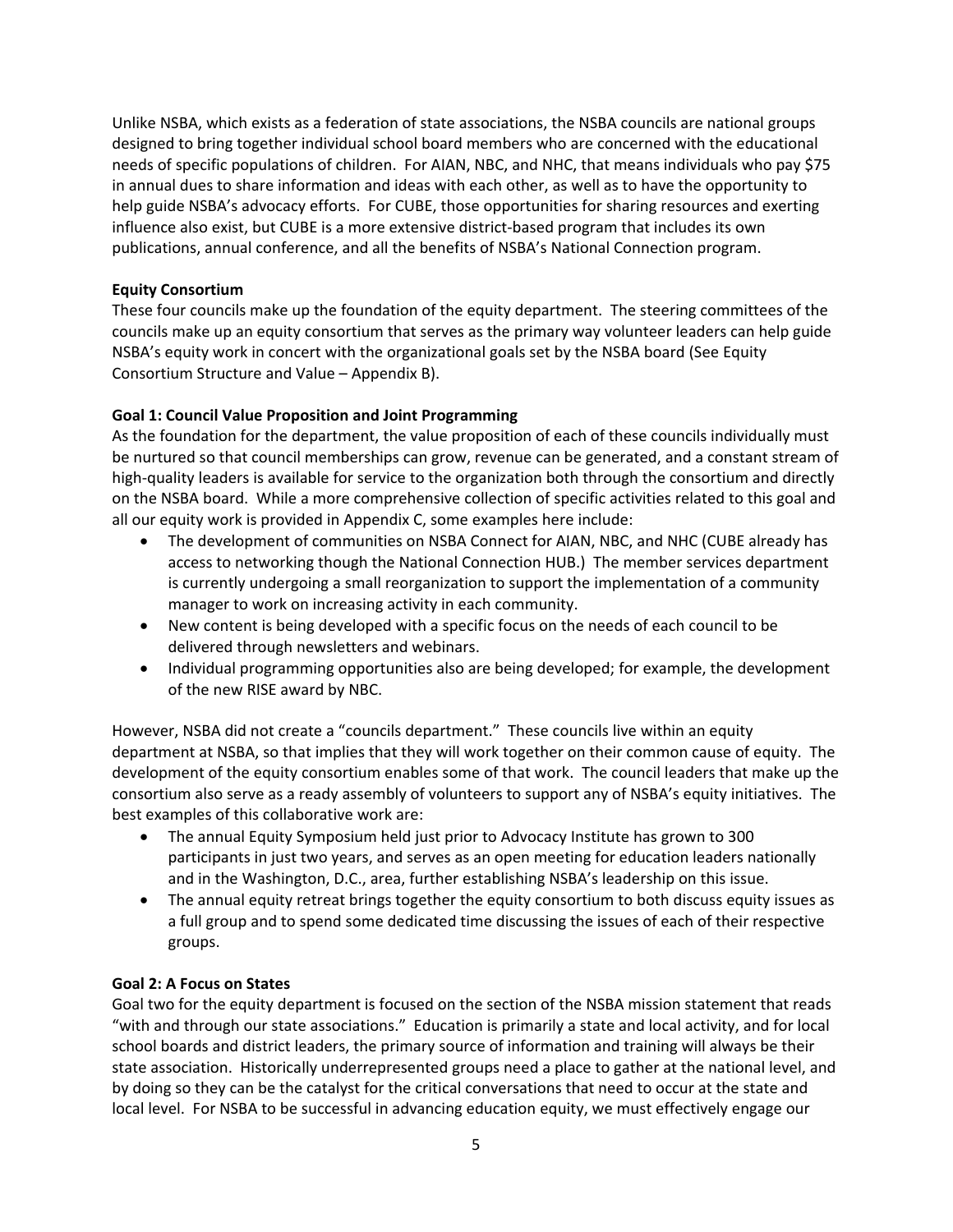Unlike NSBA, which exists as a federation of state associations, the NSBA councils are national groups designed to bring together individual school board members who are concerned with the educational needs of specific populations of children. For AIAN, NBC, and NHC, that means individuals who pay $75 in annual dues to share information and ideas with each other, as well as to have the opportunity to help guide NSBA's advocacy efforts. For CUBE, those opportunities for sharing resources and exerting influence also exist, but CUBE is a more extensive district-based program that includes its own publications, annual conference, and all the benefits of NSBA's National Connection program.

**Equity Consortium**

These four councils make up the foundation of the equity department. The steering committees of the councils make up an equity consortium that serves as the primary way volunteer leaders can help guide NSBA's equity work in concert with the organizational goals set by the NSBA board (See Equity Consortium Structure and Value – Appendix B).

**Goal 1: Council Value Proposition and Joint Programming**

As the foundation for the department, the value proposition of each of these councils individually must be nurtured so that council memberships can grow, revenue can be generated, and a constant stream of high-quality leaders is available for service to the organization both through the consortium and directly on the NSBA board. While a more comprehensive collection of specific activities related to this goal and all our equity work is provided in Appendix C, some examples here include:

- The development of communities on NSBA Connect for AIAN, NBC, and NHC (CUBE already has access to networking though the National Connection HUB.) The member services department is currently undergoing a small reorganization to support the implementation of a community manager to work on increasing activity in each community.
- New content is being developed with a specific focus on the needs of each council to be delivered through newsletters and webinars.
- Individual programming opportunities also are being developed; for example, the development of the new RISE award by NBC.

However, NSBA did not create a "councils department." These councils live within an equity department at NSBA, so that implies that they will work together on their common cause of equity. The development of the equity consortium enables some of that work. The council leaders that make up the consortium also serve as a ready assembly of volunteers to support any of NSBA's equity initiatives. The best examples of this collaborative work are:

- The annual Equity Symposium held just prior to Advocacy Institute has grown to 300 participants in just two years, and serves as an open meeting for education leaders nationally and in the Washington, D.C., area, further establishing NSBA's leadership on this issue.
- The annual equity retreat brings together the equity consortium to both discuss equity issues as a full group and to spend some dedicated time discussing the issues of each of their respective groups.

**Goal 2: A Focus on States**

Goal two for the equity department is focused on the section of the NSBA mission statement that reads "with and through our state associations." Education is primarily a state and local activity, and for local school boards and district leaders, the primary source of information and training will always be their state association. Historically underrepresented groups need a place to gather at the national level, and by doing so they can be the catalyst for the critical conversations that need to occur at the state and local level. For NSBA to be successful in advancing education equity, we must effectively engage our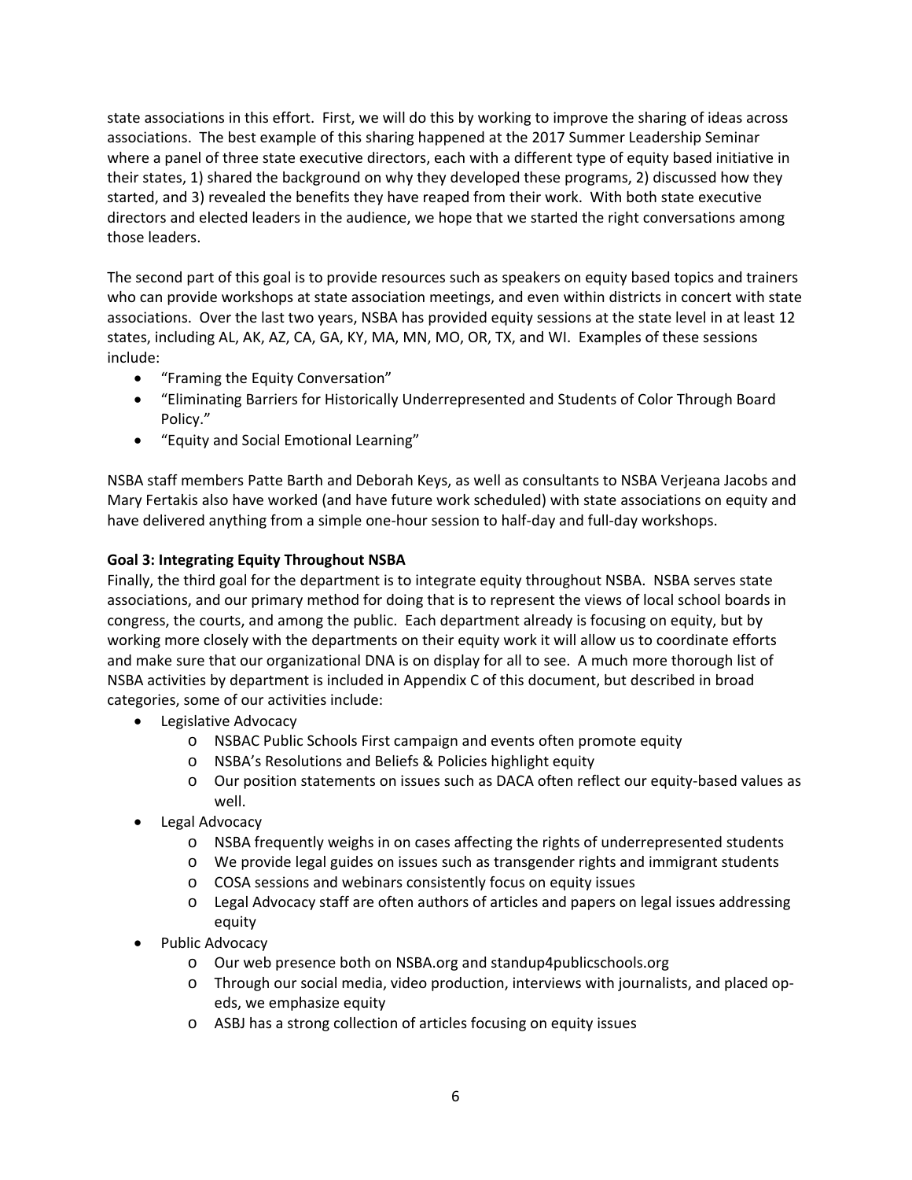state associations in this effort. First, we will do this by working to improve the sharing of ideas across associations. The best example of this sharing happened at the 2017 Summer Leadership Seminar where a panel of three state executive directors, each with a different type of equity based initiative in their states, 1) shared the background on why they developed these programs, 2) discussed how they started, and 3) revealed the benefits they have reaped from their work. With both state executive directors and elected leaders in the audience, we hope that we started the right conversations among those leaders.

The second part of this goal is to provide resources such as speakers on equity based topics and trainers who can provide workshops at state association meetings, and even within districts in concert with state associations. Over the last two years, NSBA has provided equity sessions at the state level in at least 12 states, including AL, AK, AZ, CA, GA, KY, MA, MN, MO, OR, TX, and WI. Examples of these sessions include:

- "Framing the Equity Conversation"
- "Eliminating Barriers for Historically Underrepresented and Students of Color Through Board Policy."
- "Equity and Social Emotional Learning"

NSBA staff members Patte Barth and Deborah Keys, as well as consultants to NSBA Verjeana Jacobs and Mary Fertakis also have worked (and have future work scheduled) with state associations on equity and have delivered anything from a simple one-hour session to half-day and full-day workshops.

**Goal 3: Integrating Equity Throughout NSBA**

Finally, the third goal for the department is to integrate equity throughout NSBA. NSBA serves state associations, and our primary method for doing that is to represent the views of local school boards in congress, the courts, and among the public. Each department already is focusing on equity, but by working more closely with the departments on their equity work it will allow us to coordinate efforts and make sure that our organizational DNA is on display for all to see. A much more thorough list of NSBA activities by department is included in Appendix C of this document, but described in broad categories, some of our activities include:

- Legislative Advocacy
    - NSBAC Public Schools First campaign and events often promote equity
    - NSBA's Resolutions and Beliefs & Policies highlight equity
    - Our position statements on issues such as DACA often reflect our equity-based values as well.
- Legal Advocacy
    - NSBA frequently weighs in on cases affecting the rights of underrepresented students
    - We provide legal guides on issues such as transgender rights and immigrant students
    - COSA sessions and webinars consistently focus on equity issues
    - Legal Advocacy staff are often authors of articles and papers on legal issues addressing equity
- Public Advocacy
    - Our web presence both on NSBA.org and standup4publicschools.org
    - Through our social media, video production, interviews with journalists, and placed op-eds, we emphasize equity
    - ASBJ has a strong collection of articles focusing on equity issues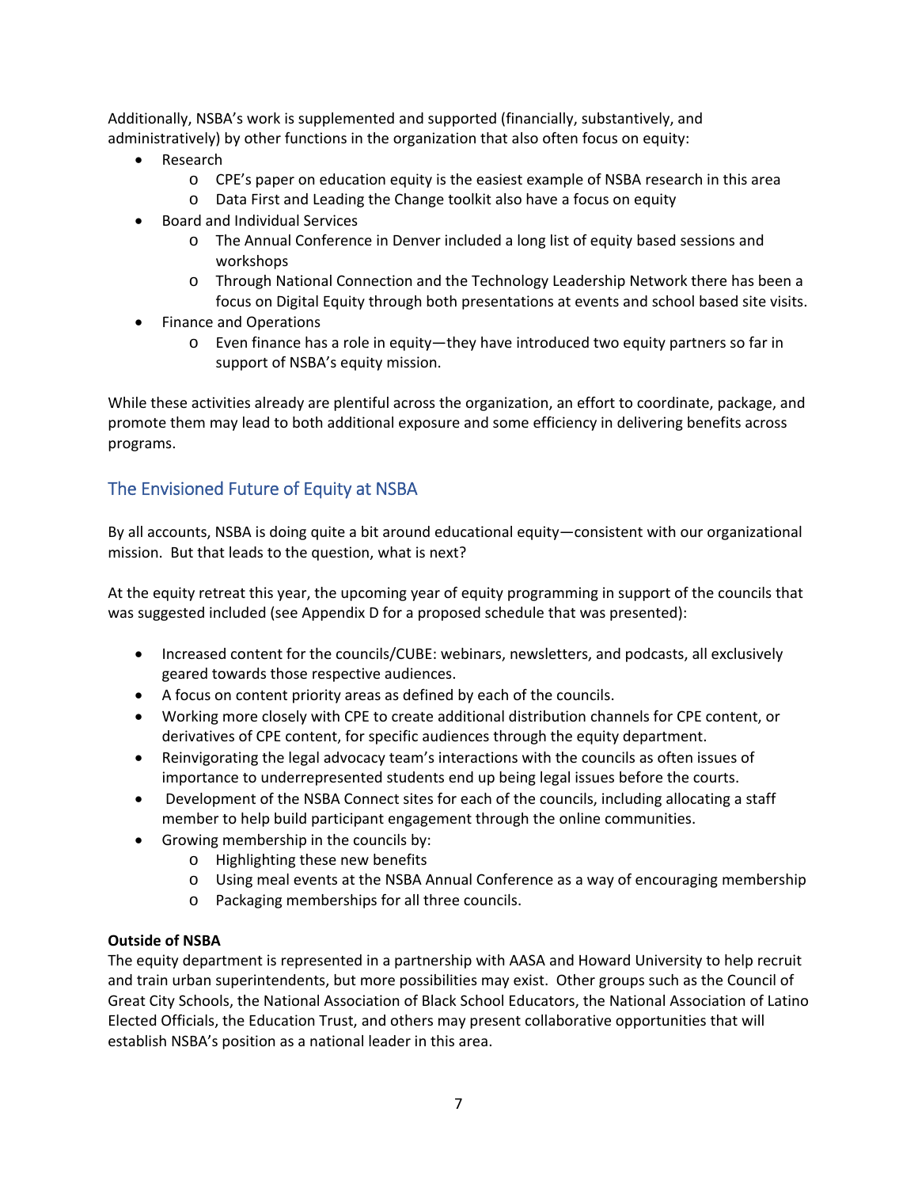Additionally, NSBA's work is supplemented and supported (financially, substantively, and administratively) by other functions in the organization that also often focus on equity:

- Research
  - CPE's paper on education equity is the easiest example of NSBA research in this area
  - Data First and Leading the Change toolkit also have a focus on equity
- Board and Individual Services
  - The Annual Conference in Denver included a long list of equity based sessions and workshops
  - Through National Connection and the Technology Leadership Network there has been a focus on Digital Equity through both presentations at events and school based site visits.
- Finance and Operations
  - Even finance has a role in equity—they have introduced two equity partners so far in support of NSBA's equity mission.

While these activities already are plentiful across the organization, an effort to coordinate, package, and promote them may lead to both additional exposure and some efficiency in delivering benefits across programs.

## The Envisioned Future of Equity at NSBA

By all accounts, NSBA is doing quite a bit around educational equity—consistent with our organizational mission. But that leads to the question, what is next?

At the equity retreat this year, the upcoming year of equity programming in support of the councils that was suggested included (see Appendix D for a proposed schedule that was presented):

- Increased content for the councils/CUBE: webinars, newsletters, and podcasts, all exclusively geared towards those respective audiences.
- A focus on content priority areas as defined by each of the councils.
- Working more closely with CPE to create additional distribution channels for CPE content, or derivatives of CPE content, for specific audiences through the equity department.
- Reinvigorating the legal advocacy team's interactions with the councils as often issues of importance to underrepresented students end up being legal issues before the courts.
- Development of the NSBA Connect sites for each of the councils, including allocating a staff member to help build participant engagement through the online communities.
- Growing membership in the councils by:
  - Highlighting these new benefits
  - Using meal events at the NSBA Annual Conference as a way of encouraging membership
  - Packaging memberships for all three councils.

**Outside of NSBA**

The equity department is represented in a partnership with AASA and Howard University to help recruit and train urban superintendents, but more possibilities may exist. Other groups such as the Council of Great City Schools, the National Association of Black School Educators, the National Association of Latino Elected Officials, the Education Trust, and others may present collaborative opportunities that will establish NSBA's position as a national leader in this area.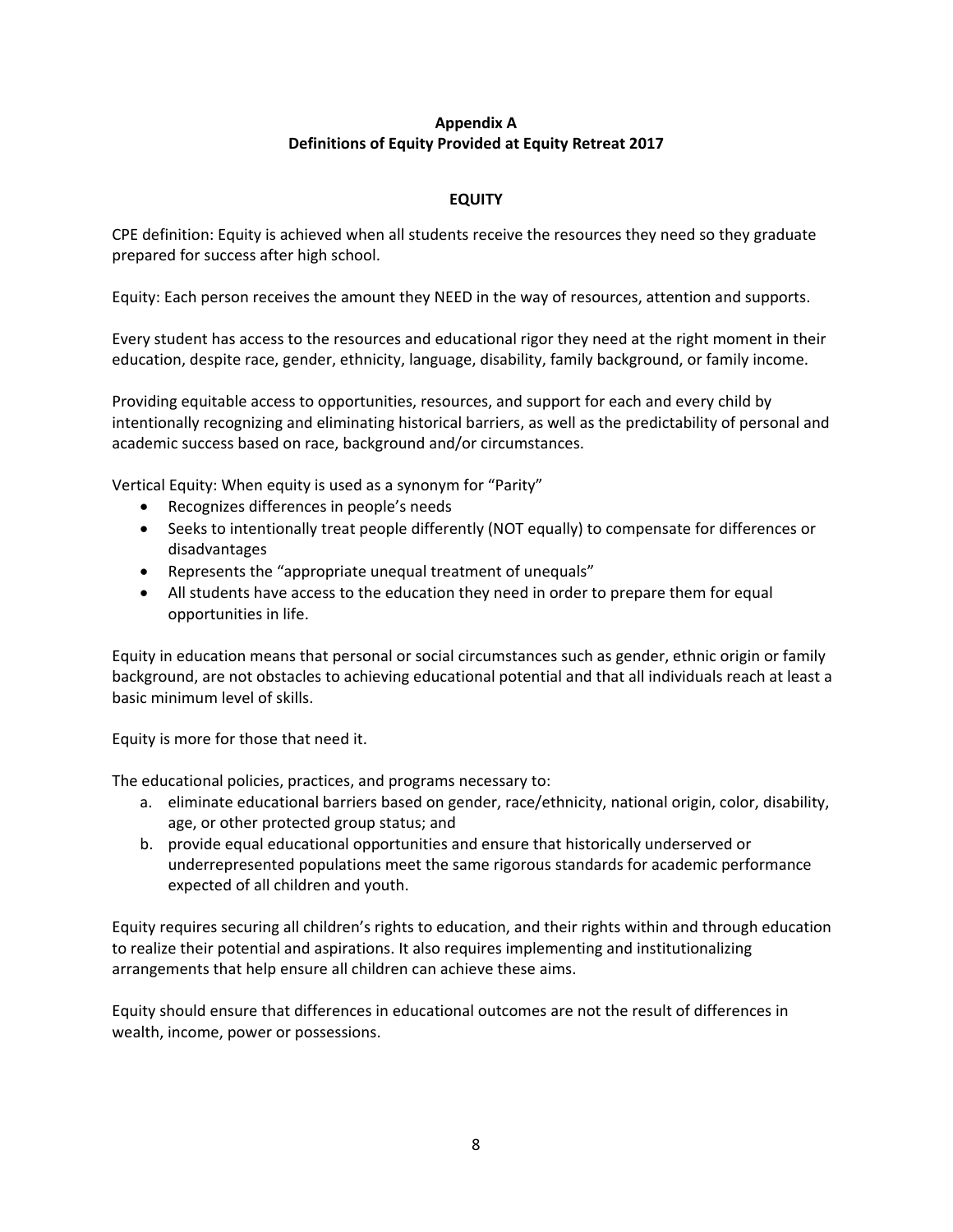## Appendix A
## Definitions of Equity Provided at Equity Retreat 2017

### EQUITY

CPE definition: Equity is achieved when all students receive the resources they need so they graduate prepared for success after high school.

Equity: Each person receives the amount they NEED in the way of resources, attention and supports.

Every student has access to the resources and educational rigor they need at the right moment in their education, despite race, gender, ethnicity, language, disability, family background, or family income.

Providing equitable access to opportunities, resources, and support for each and every child by intentionally recognizing and eliminating historical barriers, as well as the predictability of personal and academic success based on race, background and/or circumstances.

Vertical Equity: When equity is used as a synonym for "Parity"

- Recognizes differences in people's needs
- Seeks to intentionally treat people differently (NOT equally) to compensate for differences or disadvantages
- Represents the "appropriate unequal treatment of unequals"
- All students have access to the education they need in order to prepare them for equal opportunities in life.

Equity in education means that personal or social circumstances such as gender, ethnic origin or family background, are not obstacles to achieving educational potential and that all individuals reach at least a basic minimum level of skills.

Equity is more for those that need it.

The educational policies, practices, and programs necessary to:

a. eliminate educational barriers based on gender, race/ethnicity, national origin, color, disability, age, or other protected group status; and
b. provide equal educational opportunities and ensure that historically underserved or underrepresented populations meet the same rigorous standards for academic performance expected of all children and youth.

Equity requires securing all children's rights to education, and their rights within and through education to realize their potential and aspirations. It also requires implementing and institutionalizing arrangements that help ensure all children can achieve these aims.

Equity should ensure that differences in educational outcomes are not the result of differences in wealth, income, power or possessions.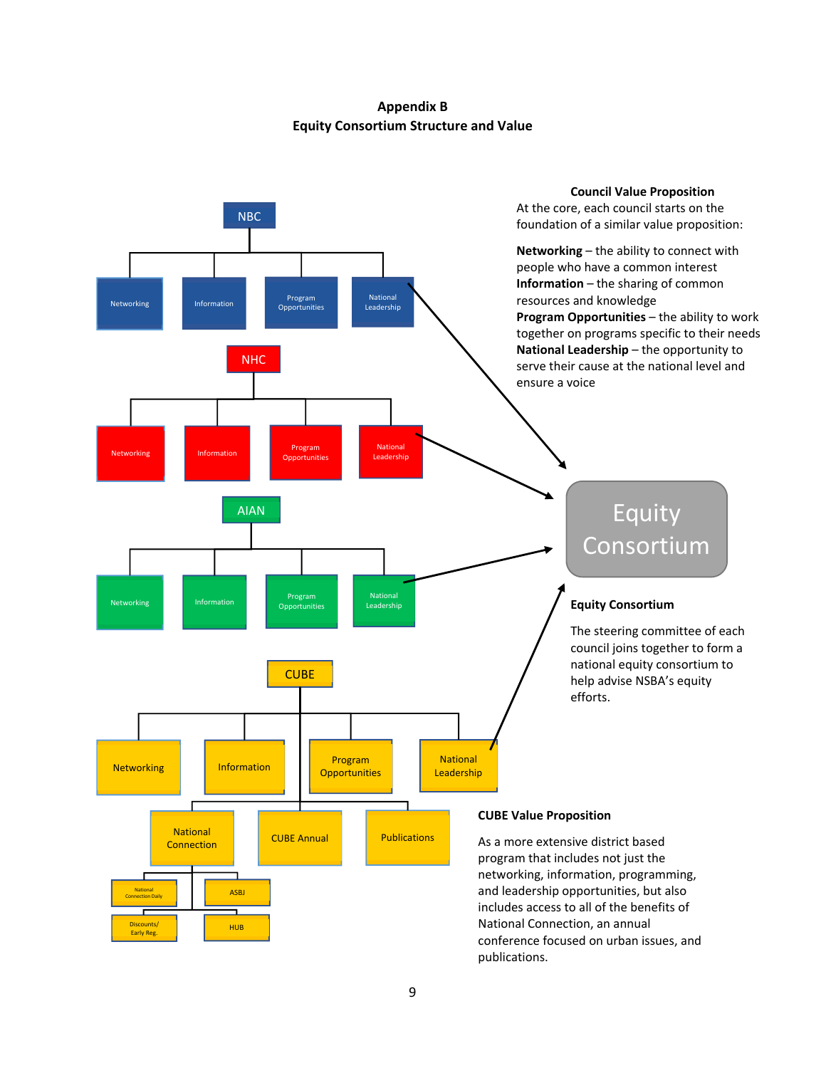# Appendix B

## Equity Consortium Structure and Value

NBC

Networking | Information | Program Opportunities | National Leadership

NHC

Networking | Information | Program Opportunities | National Leadership

AIAN

Networking | Information | Program Opportunities | National Leadership

CUBE

Networking | Information | Program Opportunities | National Leadership

National Connection | CUBE Annual | Publications

National Connection Daily | ASBJ | Discounts/ Early Reg. | HUB

Equity Consortium

**Council Value Proposition**

At the core, each council starts on the foundation of a similar value proposition:

**Networking** – the ability to connect with people who have a common interest
**Information** – the sharing of common resources and knowledge
**Program Opportunities** – the ability to work together on programs specific to their needs
**National Leadership** – the opportunity to serve their cause at the national level and ensure a voice

**Equity Consortium**

The steering committee of each council joins together to form a national equity consortium to help advise NSBA's equity efforts.

**CUBE Value Proposition**

As a more extensive district based program that includes not just the networking, information, programming, and leadership opportunities, but also includes access to all of the benefits of National Connection, an annual conference focused on urban issues, and publications.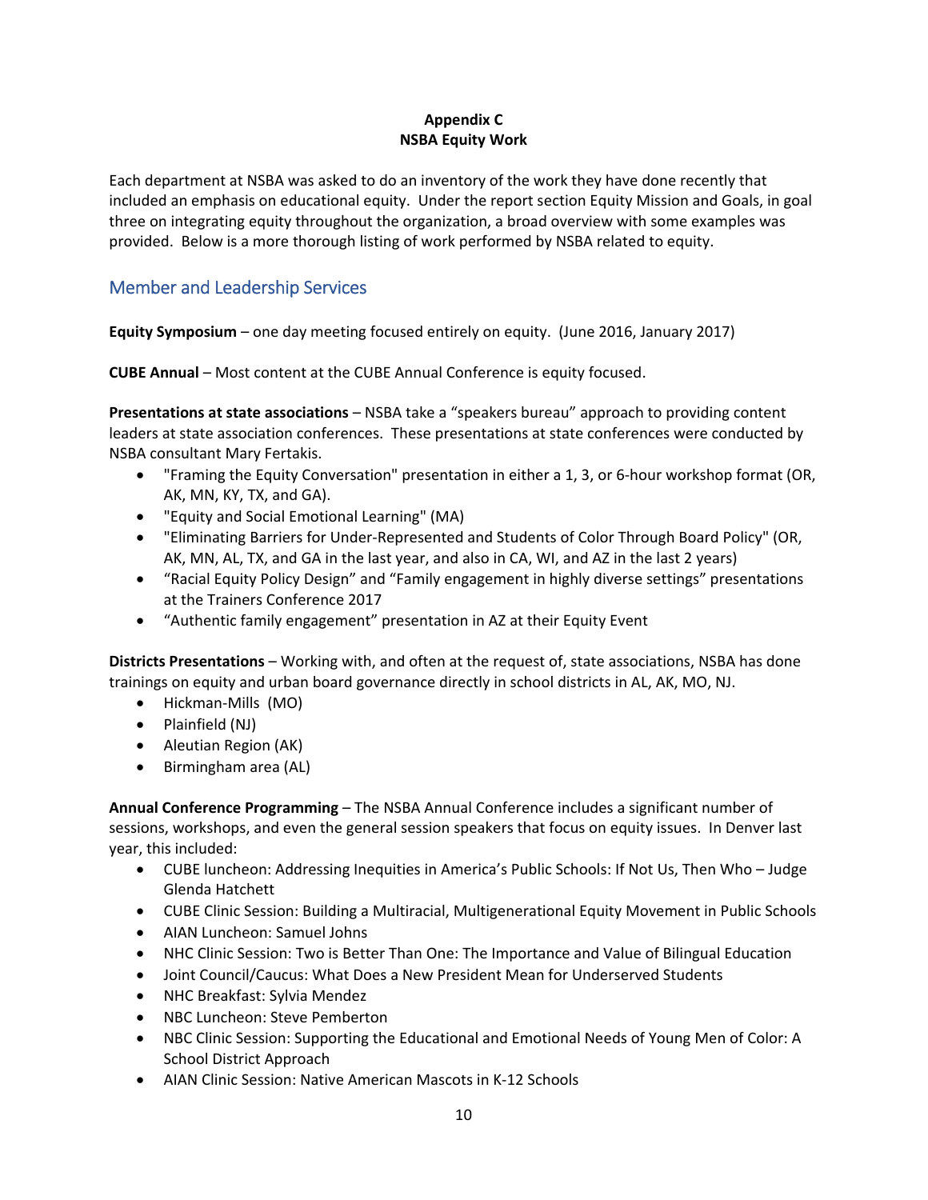**Appendix C**
**NSBA Equity Work**

Each department at NSBA was asked to do an inventory of the work they have done recently that included an emphasis on educational equity. Under the report section Equity Mission and Goals, in goal three on integrating equity throughout the organization, a broad overview with some examples was provided. Below is a more thorough listing of work performed by NSBA related to equity.

## Member and Leadership Services

**Equity Symposium** – one day meeting focused entirely on equity. (June 2016, January 2017)

**CUBE Annual** – Most content at the CUBE Annual Conference is equity focused.

**Presentations at state associations** – NSBA take a "speakers bureau" approach to providing content leaders at state association conferences. These presentations at state conferences were conducted by NSBA consultant Mary Fertakis.

- "Framing the Equity Conversation" presentation in either a 1, 3, or 6-hour workshop format (OR, AK, MN, KY, TX, and GA).
- "Equity and Social Emotional Learning" (MA)
- "Eliminating Barriers for Under-Represented and Students of Color Through Board Policy" (OR, AK, MN, AL, TX, and GA in the last year, and also in CA, WI, and AZ in the last 2 years)
- "Racial Equity Policy Design" and "Family engagement in highly diverse settings" presentations at the Trainers Conference 2017
- "Authentic family engagement" presentation in AZ at their Equity Event

**Districts Presentations** – Working with, and often at the request of, state associations, NSBA has done trainings on equity and urban board governance directly in school districts in AL, AK, MO, NJ.

- Hickman-Mills (MO)
- Plainfield (NJ)
- Aleutian Region (AK)
- Birmingham area (AL)

**Annual Conference Programming** – The NSBA Annual Conference includes a significant number of sessions, workshops, and even the general session speakers that focus on equity issues. In Denver last year, this included:

- CUBE luncheon: Addressing Inequities in America's Public Schools: If Not Us, Then Who – Judge Glenda Hatchett
- CUBE Clinic Session: Building a Multiracial, Multigenerational Equity Movement in Public Schools
- AIAN Luncheon: Samuel Johns
- NHC Clinic Session: Two is Better Than One: The Importance and Value of Bilingual Education
- Joint Council/Caucus: What Does a New President Mean for Underserved Students
- NHC Breakfast: Sylvia Mendez
- NBC Luncheon: Steve Pemberton
- NBC Clinic Session: Supporting the Educational and Emotional Needs of Young Men of Color: A School District Approach
- AIAN Clinic Session: Native American Mascots in K-12 Schools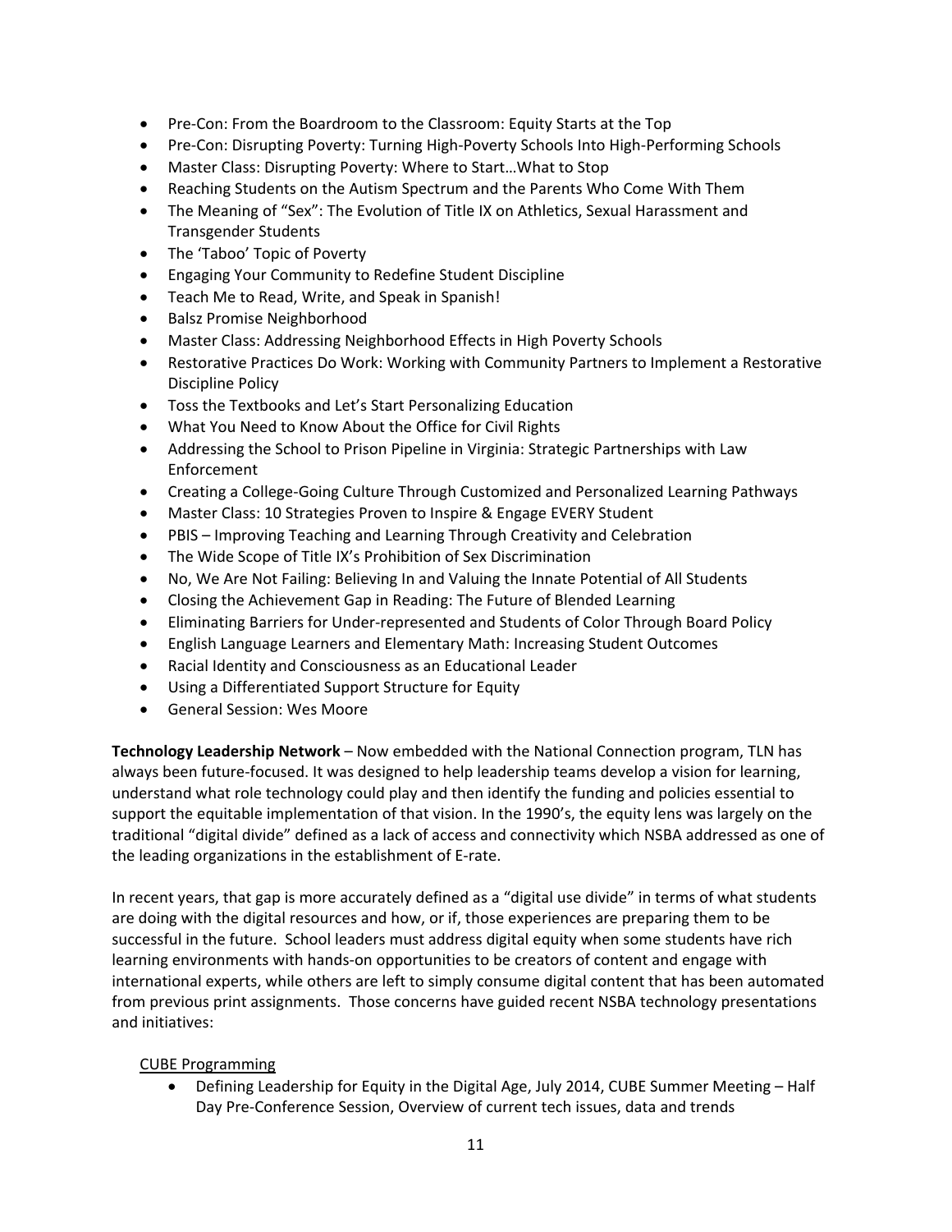- Pre-Con: From the Boardroom to the Classroom: Equity Starts at the Top
- Pre-Con: Disrupting Poverty: Turning High-Poverty Schools Into High-Performing Schools
- Master Class: Disrupting Poverty: Where to Start…What to Stop
- Reaching Students on the Autism Spectrum and the Parents Who Come With Them
- The Meaning of "Sex": The Evolution of Title IX on Athletics, Sexual Harassment and Transgender Students
- The 'Taboo' Topic of Poverty
- Engaging Your Community to Redefine Student Discipline
- Teach Me to Read, Write, and Speak in Spanish!
- Balsz Promise Neighborhood
- Master Class: Addressing Neighborhood Effects in High Poverty Schools
- Restorative Practices Do Work: Working with Community Partners to Implement a Restorative Discipline Policy
- Toss the Textbooks and Let's Start Personalizing Education
- What You Need to Know About the Office for Civil Rights
- Addressing the School to Prison Pipeline in Virginia: Strategic Partnerships with Law Enforcement
- Creating a College-Going Culture Through Customized and Personalized Learning Pathways
- Master Class: 10 Strategies Proven to Inspire & Engage EVERY Student
- PBIS – Improving Teaching and Learning Through Creativity and Celebration
- The Wide Scope of Title IX's Prohibition of Sex Discrimination
- No, We Are Not Failing: Believing In and Valuing the Innate Potential of All Students
- Closing the Achievement Gap in Reading: The Future of Blended Learning
- Eliminating Barriers for Under-represented and Students of Color Through Board Policy
- English Language Learners and Elementary Math: Increasing Student Outcomes
- Racial Identity and Consciousness as an Educational Leader
- Using a Differentiated Support Structure for Equity
- General Session: Wes Moore

**Technology Leadership Network** – Now embedded with the National Connection program, TLN has always been future-focused. It was designed to help leadership teams develop a vision for learning, understand what role technology could play and then identify the funding and policies essential to support the equitable implementation of that vision. In the 1990's, the equity lens was largely on the traditional "digital divide" defined as a lack of access and connectivity which NSBA addressed as one of the leading organizations in the establishment of E-rate.

In recent years, that gap is more accurately defined as a "digital use divide" in terms of what students are doing with the digital resources and how, or if, those experiences are preparing them to be successful in the future. School leaders must address digital equity when some students have rich learning environments with hands-on opportunities to be creators of content and engage with international experts, while others are left to simply consume digital content that has been automated from previous print assignments. Those concerns have guided recent NSBA technology presentations and initiatives:

<u>CUBE Programming</u>

- Defining Leadership for Equity in the Digital Age, July 2014, CUBE Summer Meeting – Half Day Pre-Conference Session, Overview of current tech issues, data and trends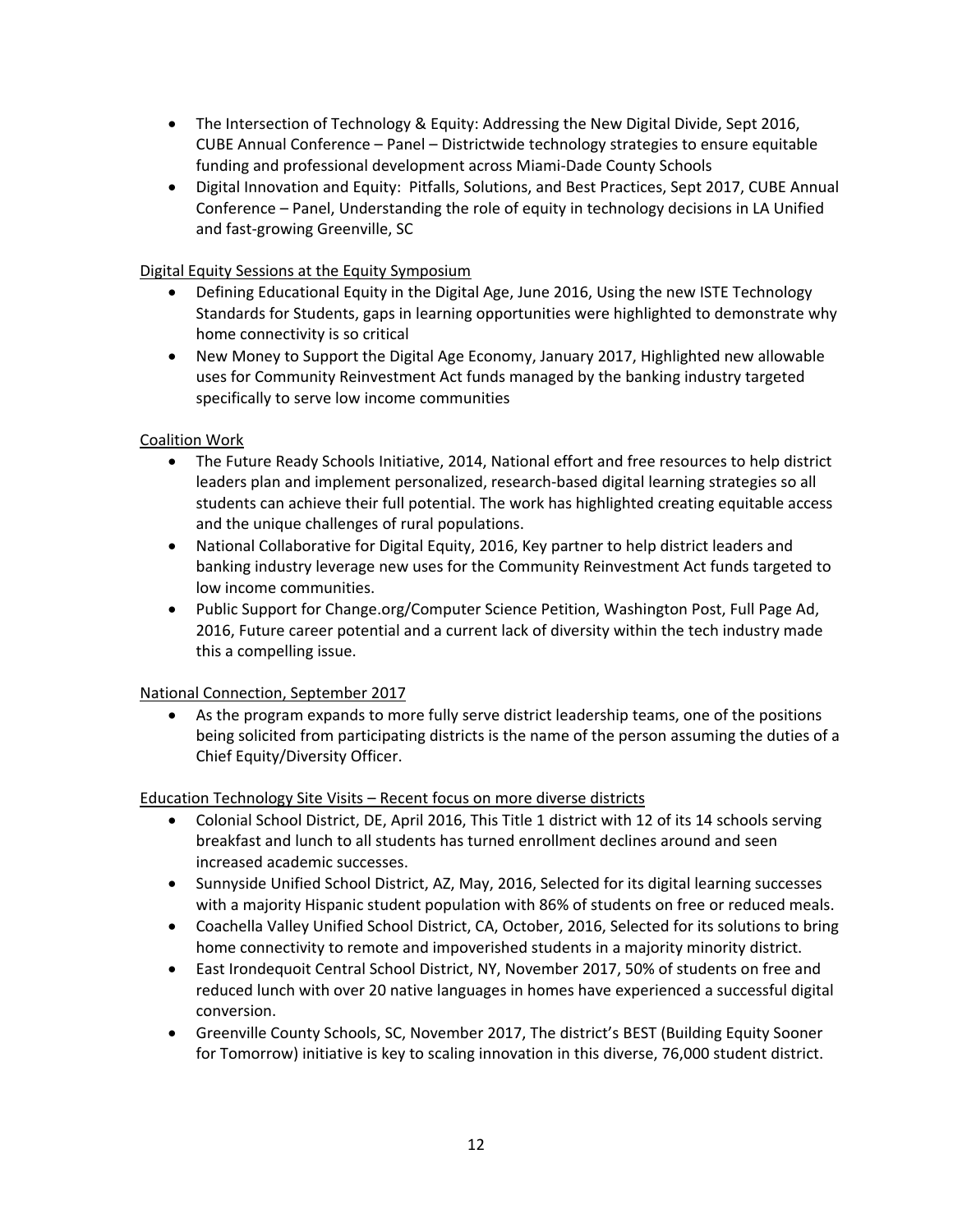- The Intersection of Technology & Equity: Addressing the New Digital Divide, Sept 2016, CUBE Annual Conference – Panel – Districtwide technology strategies to ensure equitable funding and professional development across Miami-Dade County Schools
- Digital Innovation and Equity: Pitfalls, Solutions, and Best Practices, Sept 2017, CUBE Annual Conference – Panel, Understanding the role of equity in technology decisions in LA Unified and fast-growing Greenville, SC

<u>Digital Equity Sessions at the Equity Symposium</u>

- Defining Educational Equity in the Digital Age, June 2016, Using the new ISTE Technology Standards for Students, gaps in learning opportunities were highlighted to demonstrate why home connectivity is so critical
- New Money to Support the Digital Age Economy, January 2017, Highlighted new allowable uses for Community Reinvestment Act funds managed by the banking industry targeted specifically to serve low income communities

<u>Coalition Work</u>

- The Future Ready Schools Initiative, 2014, National effort and free resources to help district leaders plan and implement personalized, research-based digital learning strategies so all students can achieve their full potential. The work has highlighted creating equitable access and the unique challenges of rural populations.
- National Collaborative for Digital Equity, 2016, Key partner to help district leaders and banking industry leverage new uses for the Community Reinvestment Act funds targeted to low income communities.
- Public Support for Change.org/Computer Science Petition, Washington Post, Full Page Ad, 2016, Future career potential and a current lack of diversity within the tech industry made this a compelling issue.

<u>National Connection, September 2017</u>

- As the program expands to more fully serve district leadership teams, one of the positions being solicited from participating districts is the name of the person assuming the duties of a Chief Equity/Diversity Officer.

<u>Education Technology Site Visits – Recent focus on more diverse districts</u>

- Colonial School District, DE, April 2016, This Title 1 district with 12 of its 14 schools serving breakfast and lunch to all students has turned enrollment declines around and seen increased academic successes.
- Sunnyside Unified School District, AZ, May, 2016, Selected for its digital learning successes with a majority Hispanic student population with 86% of students on free or reduced meals.
- Coachella Valley Unified School District, CA, October, 2016, Selected for its solutions to bring home connectivity to remote and impoverished students in a majority minority district.
- East Irondequoit Central School District, NY, November 2017, 50% of students on free and reduced lunch with over 20 native languages in homes have experienced a successful digital conversion.
- Greenville County Schools, SC, November 2017, The district's BEST (Building Equity Sooner for Tomorrow) initiative is key to scaling innovation in this diverse, 76,000 student district.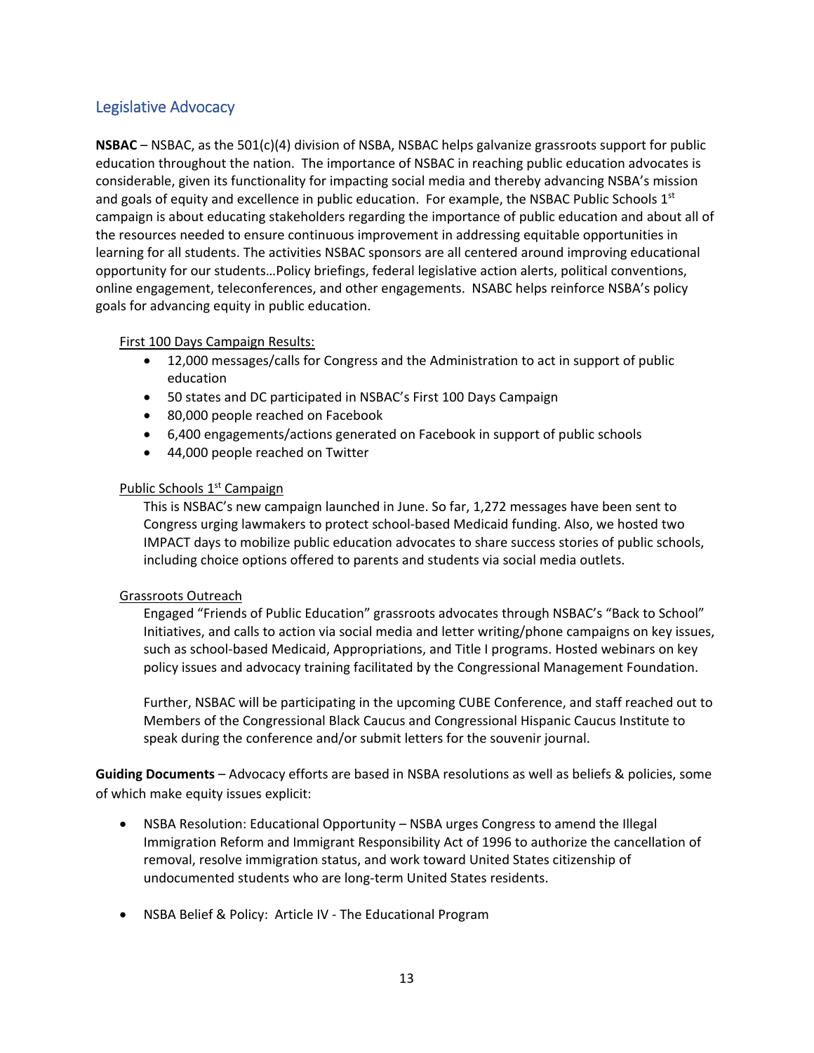## Legislative Advocacy

**NSBAC** – NSBAC, as the 501(c)(4) division of NSBA, NSBAC helps galvanize grassroots support for public education throughout the nation. The importance of NSBAC in reaching public education advocates is considerable, given its functionality for impacting social media and thereby advancing NSBA's mission and goals of equity and excellence in public education. For example, the NSBAC Public Schools 1st campaign is about educating stakeholders regarding the importance of public education and about all of the resources needed to ensure continuous improvement in addressing equitable opportunities in learning for all students. The activities NSBAC sponsors are all centered around improving educational opportunity for our students…Policy briefings, federal legislative action alerts, political conventions, online engagement, teleconferences, and other engagements. NSABC helps reinforce NSBA's policy goals for advancing equity in public education.

First 100 Days Campaign Results:

- 12,000 messages/calls for Congress and the Administration to act in support of public education
- 50 states and DC participated in NSBAC's First 100 Days Campaign
- 80,000 people reached on Facebook
- 6,400 engagements/actions generated on Facebook in support of public schools
- 44,000 people reached on Twitter

Public Schools 1st Campaign

This is NSBAC's new campaign launched in June. So far, 1,272 messages have been sent to Congress urging lawmakers to protect school-based Medicaid funding. Also, we hosted two IMPACT days to mobilize public education advocates to share success stories of public schools, including choice options offered to parents and students via social media outlets.

Grassroots Outreach

Engaged "Friends of Public Education" grassroots advocates through NSBAC's "Back to School" Initiatives, and calls to action via social media and letter writing/phone campaigns on key issues, such as school-based Medicaid, Appropriations, and Title I programs. Hosted webinars on key policy issues and advocacy training facilitated by the Congressional Management Foundation.

Further, NSBAC will be participating in the upcoming CUBE Conference, and staff reached out to Members of the Congressional Black Caucus and Congressional Hispanic Caucus Institute to speak during the conference and/or submit letters for the souvenir journal.

**Guiding Documents** – Advocacy efforts are based in NSBA resolutions as well as beliefs & policies, some of which make equity issues explicit:

- NSBA Resolution: Educational Opportunity – NSBA urges Congress to amend the Illegal Immigration Reform and Immigrant Responsibility Act of 1996 to authorize the cancellation of removal, resolve immigration status, and work toward United States citizenship of undocumented students who are long-term United States residents.
- NSBA Belief & Policy: Article IV - The Educational Program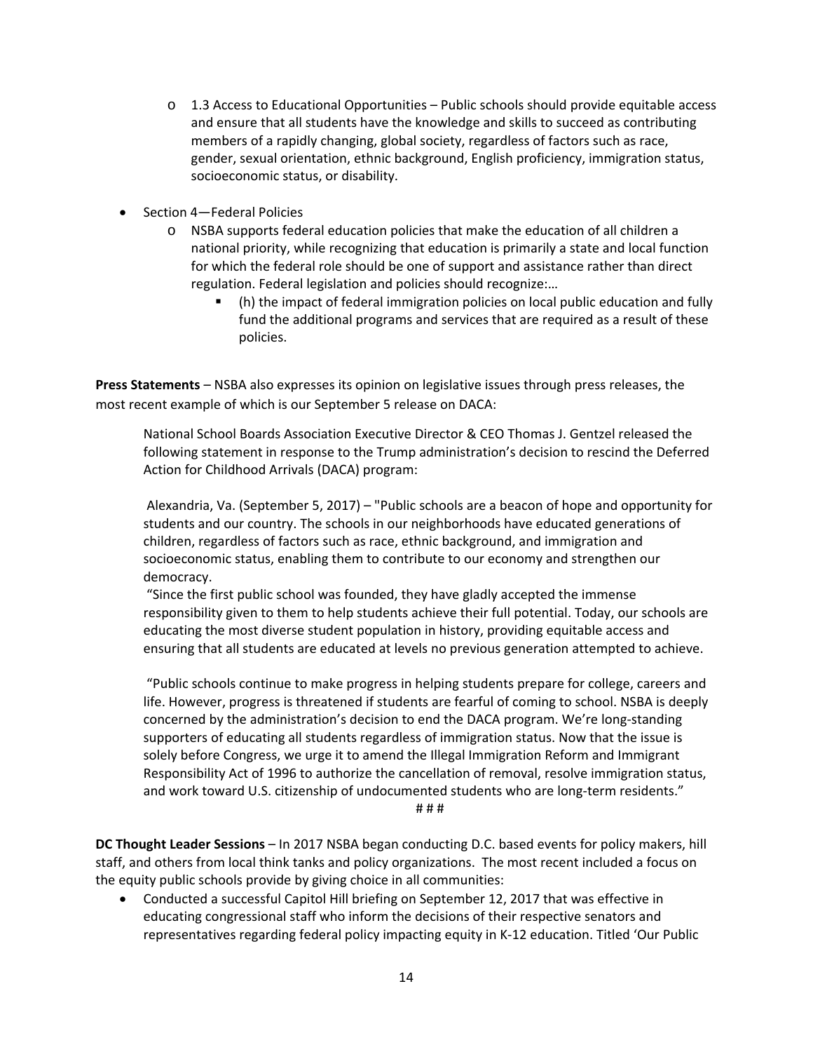- 1.3 Access to Educational Opportunities – Public schools should provide equitable access and ensure that all students have the knowledge and skills to succeed as contributing members of a rapidly changing, global society, regardless of factors such as race, gender, sexual orientation, ethnic background, English proficiency, immigration status, socioeconomic status, or disability.

- Section 4—Federal Policies
  - NSBA supports federal education policies that make the education of all children a national priority, while recognizing that education is primarily a state and local function for which the federal role should be one of support and assistance rather than direct regulation. Federal legislation and policies should recognize:…
    - (h) the impact of federal immigration policies on local public education and fully fund the additional programs and services that are required as a result of these policies.

**Press Statements** – NSBA also expresses its opinion on legislative issues through press releases, the most recent example of which is our September 5 release on DACA:

> National School Boards Association Executive Director & CEO Thomas J. Gentzel released the following statement in response to the Trump administration's decision to rescind the Deferred Action for Childhood Arrivals (DACA) program:
>
> Alexandria, Va. (September 5, 2017) – "Public schools are a beacon of hope and opportunity for students and our country. The schools in our neighborhoods have educated generations of children, regardless of factors such as race, ethnic background, and immigration and socioeconomic status, enabling them to contribute to our economy and strengthen our democracy.
>
> "Since the first public school was founded, they have gladly accepted the immense responsibility given to them to help students achieve their full potential. Today, our schools are educating the most diverse student population in history, providing equitable access and ensuring that all students are educated at levels no previous generation attempted to achieve.
>
> "Public schools continue to make progress in helping students prepare for college, careers and life. However, progress is threatened if students are fearful of coming to school. NSBA is deeply concerned by the administration's decision to end the DACA program. We're long-standing supporters of educating all students regardless of immigration status. Now that the issue is solely before Congress, we urge it to amend the Illegal Immigration Reform and Immigrant Responsibility Act of 1996 to authorize the cancellation of removal, resolve immigration status, and work toward U.S. citizenship of undocumented students who are long-term residents."
>
> # # #

**DC Thought Leader Sessions** – In 2017 NSBA began conducting D.C. based events for policy makers, hill staff, and others from local think tanks and policy organizations. The most recent included a focus on the equity public schools provide by giving choice in all communities:

- Conducted a successful Capitol Hill briefing on September 12, 2017 that was effective in educating congressional staff who inform the decisions of their respective senators and representatives regarding federal policy impacting equity in K-12 education. Titled 'Our Public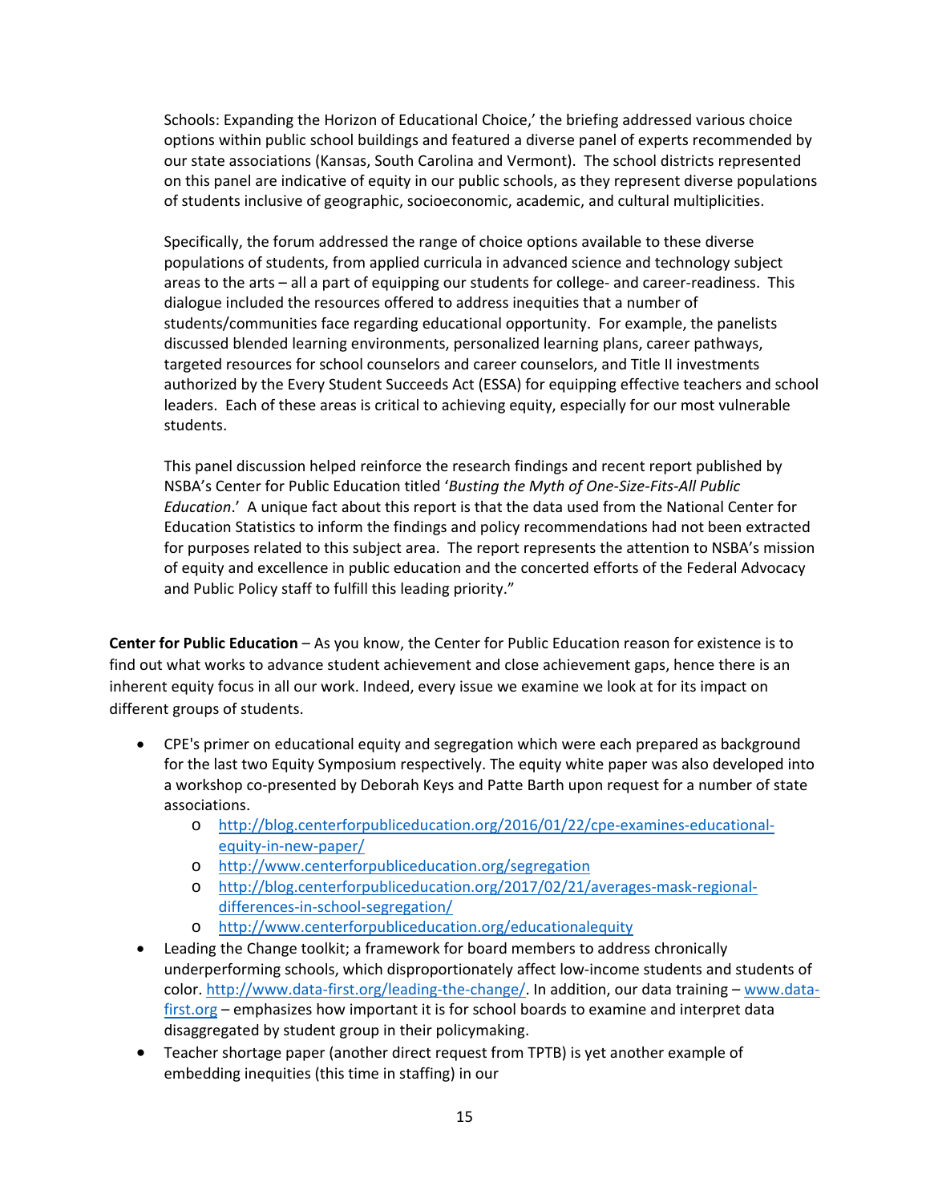Schools: Expanding the Horizon of Educational Choice,' the briefing addressed various choice options within public school buildings and featured a diverse panel of experts recommended by our state associations (Kansas, South Carolina and Vermont). The school districts represented on this panel are indicative of equity in our public schools, as they represent diverse populations of students inclusive of geographic, socioeconomic, academic, and cultural multiplicities.

Specifically, the forum addressed the range of choice options available to these diverse populations of students, from applied curricula in advanced science and technology subject areas to the arts – all a part of equipping our students for college- and career-readiness. This dialogue included the resources offered to address inequities that a number of students/communities face regarding educational opportunity. For example, the panelists discussed blended learning environments, personalized learning plans, career pathways, targeted resources for school counselors and career counselors, and Title II investments authorized by the Every Student Succeeds Act (ESSA) for equipping effective teachers and school leaders. Each of these areas is critical to achieving equity, especially for our most vulnerable students.

This panel discussion helped reinforce the research findings and recent report published by NSBA's Center for Public Education titled '*Busting the Myth of One-Size-Fits-All Public Education*.' A unique fact about this report is that the data used from the National Center for Education Statistics to inform the findings and policy recommendations had not been extracted for purposes related to this subject area. The report represents the attention to NSBA's mission of equity and excellence in public education and the concerted efforts of the Federal Advocacy and Public Policy staff to fulfill this leading priority."

**Center for Public Education** – As you know, the Center for Public Education reason for existence is to find out what works to advance student achievement and close achievement gaps, hence there is an inherent equity focus in all our work. Indeed, every issue we examine we look at for its impact on different groups of students.

- CPE's primer on educational equity and segregation which were each prepared as background for the last two Equity Symposium respectively. The equity white paper was also developed into a workshop co-presented by Deborah Keys and Patte Barth upon request for a number of state associations.
  - http://blog.centerforpubliceducation.org/2016/01/22/cpe-examines-educational-equity-in-new-paper/
  - http://www.centerforpubliceducation.org/segregation
  - http://blog.centerforpubliceducation.org/2017/02/21/averages-mask-regional-differences-in-school-segregation/
  - http://www.centerforpubliceducation.org/educationalequity
- Leading the Change toolkit; a framework for board members to address chronically underperforming schools, which disproportionately affect low-income students and students of color. http://www.data-first.org/leading-the-change/. In addition, our data training – www.data-first.org – emphasizes how important it is for school boards to examine and interpret data disaggregated by student group in their policymaking.
- Teacher shortage paper (another direct request from TPTB) is yet another example of embedding inequities (this time in staffing) in our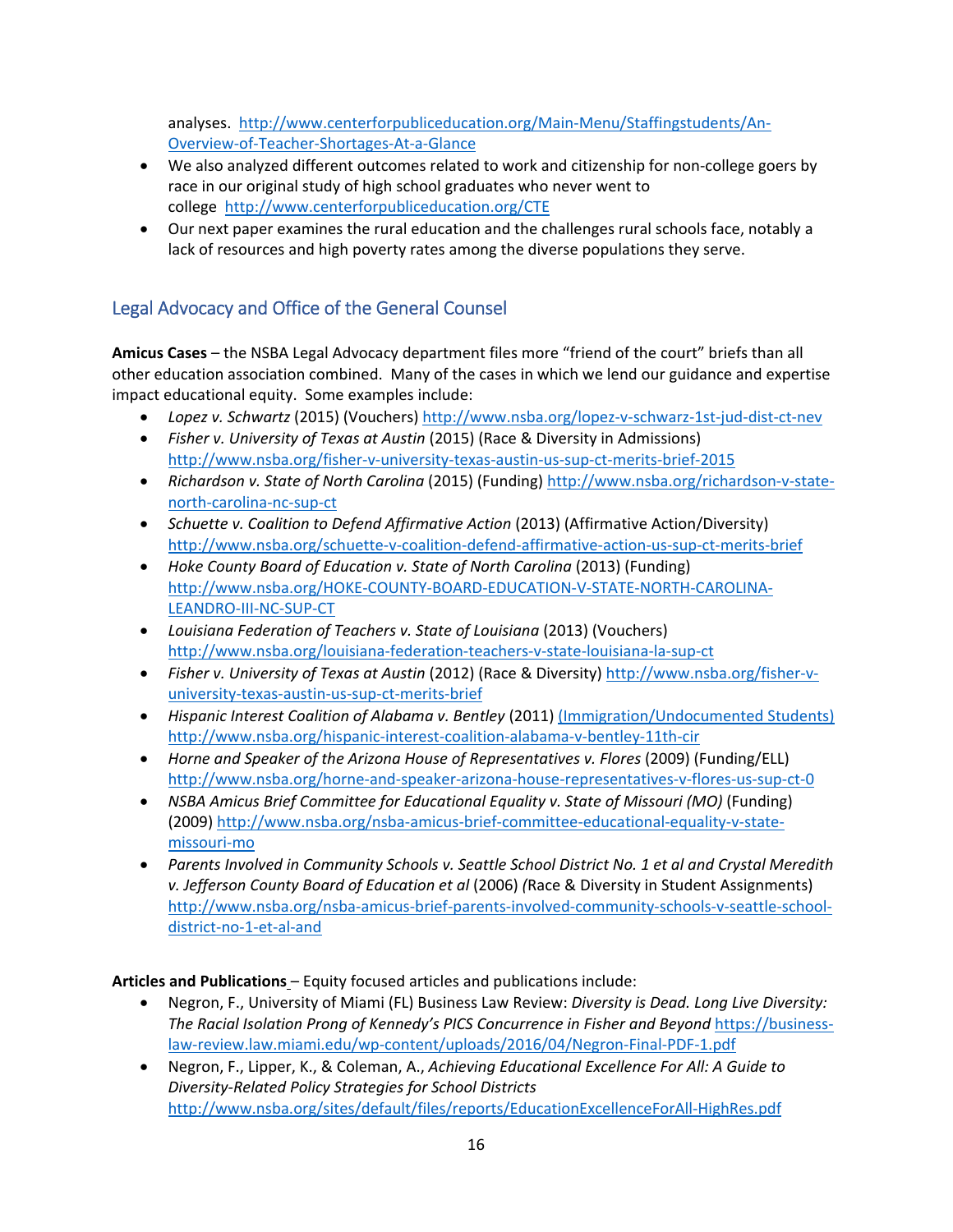analyses. http://www.centerforpubliceducation.org/Main-Menu/Staffingstudents/An-Overview-of-Teacher-Shortages-At-a-Glance

- We also analyzed different outcomes related to work and citizenship for non-college goers by race in our original study of high school graduates who never went to college http://www.centerforpubliceducation.org/CTE
- Our next paper examines the rural education and the challenges rural schools face, notably a lack of resources and high poverty rates among the diverse populations they serve.

## Legal Advocacy and Office of the General Counsel

**Amicus Cases** – the NSBA Legal Advocacy department files more "friend of the court" briefs than all other education association combined. Many of the cases in which we lend our guidance and expertise impact educational equity. Some examples include:

- *Lopez v. Schwartz* (2015) (Vouchers) http://www.nsba.org/lopez-v-schwarz-1st-jud-dist-ct-nev
- *Fisher v. University of Texas at Austin* (2015) (Race & Diversity in Admissions) http://www.nsba.org/fisher-v-university-texas-austin-us-sup-ct-merits-brief-2015
- *Richardson v. State of North Carolina* (2015) (Funding) http://www.nsba.org/richardson-v-state-north-carolina-nc-sup-ct
- *Schuette v. Coalition to Defend Affirmative Action* (2013) (Affirmative Action/Diversity) http://www.nsba.org/schuette-v-coalition-defend-affirmative-action-us-sup-ct-merits-brief
- *Hoke County Board of Education v. State of North Carolina* (2013) (Funding) http://www.nsba.org/HOKE-COUNTY-BOARD-EDUCATION-V-STATE-NORTH-CAROLINA-LEANDRO-III-NC-SUP-CT
- *Louisiana Federation of Teachers v. State of Louisiana* (2013) (Vouchers) http://www.nsba.org/louisiana-federation-teachers-v-state-louisiana-la-sup-ct
- *Fisher v. University of Texas at Austin* (2012) (Race & Diversity) http://www.nsba.org/fisher-v-university-texas-austin-us-sup-ct-merits-brief
- *Hispanic Interest Coalition of Alabama v. Bentley* (2011) (Immigration/Undocumented Students) http://www.nsba.org/hispanic-interest-coalition-alabama-v-bentley-11th-cir
- *Horne and Speaker of the Arizona House of Representatives v. Flores* (2009) (Funding/ELL) http://www.nsba.org/horne-and-speaker-arizona-house-representatives-v-flores-us-sup-ct-0
- *NSBA Amicus Brief Committee for Educational Equality v. State of Missouri (MO)* (Funding) (2009) http://www.nsba.org/nsba-amicus-brief-committee-educational-equality-v-state-missouri-mo
- *Parents Involved in Community Schools v. Seattle School District No. 1 et al and Crystal Meredith v. Jefferson County Board of Education et al* (2006) *(*Race & Diversity in Student Assignments) http://www.nsba.org/nsba-amicus-brief-parents-involved-community-schools-v-seattle-school-district-no-1-et-al-and

**Articles and Publications** – Equity focused articles and publications include:

- Negron, F., University of Miami (FL) Business Law Review: *Diversity is Dead. Long Live Diversity: The Racial Isolation Prong of Kennedy's PICS Concurrence in Fisher and Beyond* https://business-law-review.law.miami.edu/wp-content/uploads/2016/04/Negron-Final-PDF-1.pdf
- Negron, F., Lipper, K., & Coleman, A., *Achieving Educational Excellence For All: A Guide to Diversity-Related Policy Strategies for School Districts* http://www.nsba.org/sites/default/files/reports/EducationExcellenceForAll-HighRes.pdf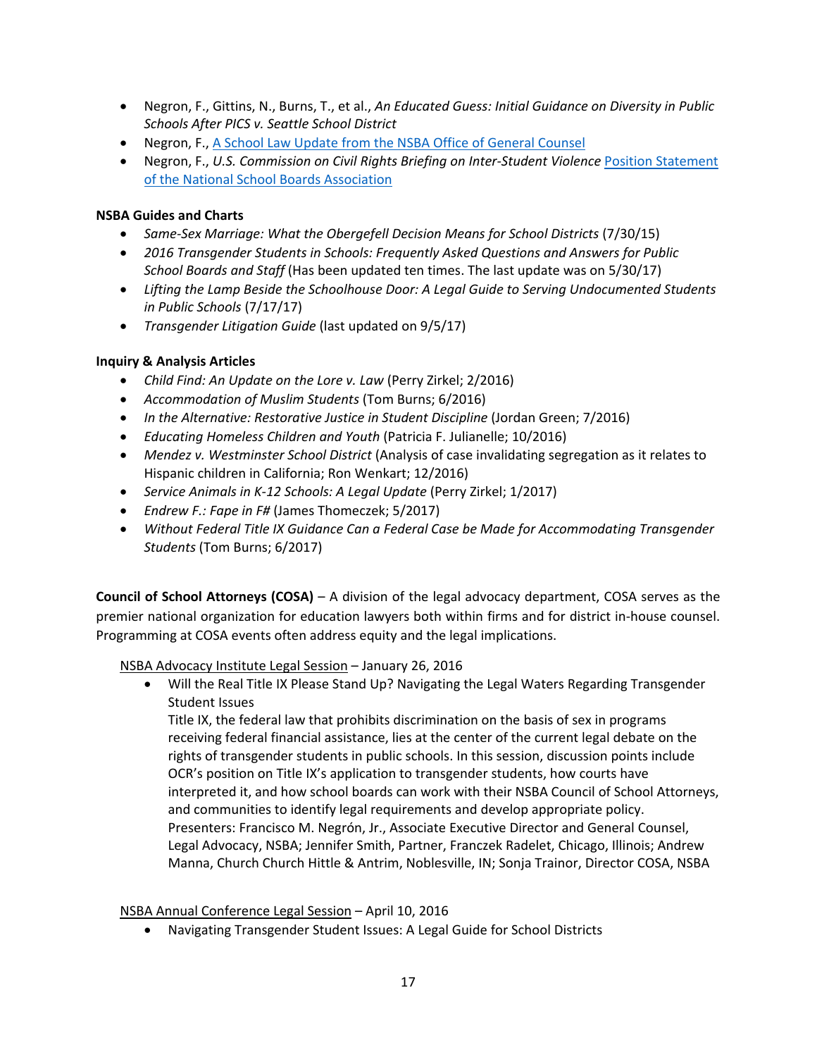- Negron, F., Gittins, N., Burns, T., et al., *An Educated Guess: Initial Guidance on Diversity in Public Schools After PICS v. Seattle School District*
- Negron, F., A School Law Update from the NSBA Office of General Counsel
- Negron, F., *U.S. Commission on Civil Rights Briefing on Inter-Student Violence* Position Statement of the National School Boards Association

**NSBA Guides and Charts**

- *Same-Sex Marriage: What the Obergefell Decision Means for School Districts* (7/30/15)
- *2016 Transgender Students in Schools: Frequently Asked Questions and Answers for Public School Boards and Staff* (Has been updated ten times. The last update was on 5/30/17)
- *Lifting the Lamp Beside the Schoolhouse Door: A Legal Guide to Serving Undocumented Students in Public Schools* (7/17/17)
- *Transgender Litigation Guide* (last updated on 9/5/17)

**Inquiry & Analysis Articles**

- *Child Find: An Update on the Lore v. Law* (Perry Zirkel; 2/2016)
- *Accommodation of Muslim Students* (Tom Burns; 6/2016)
- *In the Alternative: Restorative Justice in Student Discipline* (Jordan Green; 7/2016)
- *Educating Homeless Children and Youth* (Patricia F. Julianelle; 10/2016)
- *Mendez v. Westminster School District* (Analysis of case invalidating segregation as it relates to Hispanic children in California; Ron Wenkart; 12/2016)
- *Service Animals in K-12 Schools: A Legal Update* (Perry Zirkel; 1/2017)
- *Endrew F.: Fape in F#* (James Thomeczek; 5/2017)
- *Without Federal Title IX Guidance Can a Federal Case be Made for Accommodating Transgender Students* (Tom Burns; 6/2017)

**Council of School Attorneys (COSA)** – A division of the legal advocacy department, COSA serves as the premier national organization for education lawyers both within firms and for district in-house counsel. Programming at COSA events often address equity and the legal implications.

NSBA Advocacy Institute Legal Session – January 26, 2016

- Will the Real Title IX Please Stand Up? Navigating the Legal Waters Regarding Transgender Student Issues
  Title IX, the federal law that prohibits discrimination on the basis of sex in programs receiving federal financial assistance, lies at the center of the current legal debate on the rights of transgender students in public schools. In this session, discussion points include OCR's position on Title IX's application to transgender students, how courts have interpreted it, and how school boards can work with their NSBA Council of School Attorneys, and communities to identify legal requirements and develop appropriate policy.
  Presenters: Francisco M. Negrón, Jr., Associate Executive Director and General Counsel, Legal Advocacy, NSBA; Jennifer Smith, Partner, Franczek Radelet, Chicago, Illinois; Andrew Manna, Church Church Hittle & Antrim, Noblesville, IN; Sonja Trainor, Director COSA, NSBA

NSBA Annual Conference Legal Session – April 10, 2016

- Navigating Transgender Student Issues: A Legal Guide for School Districts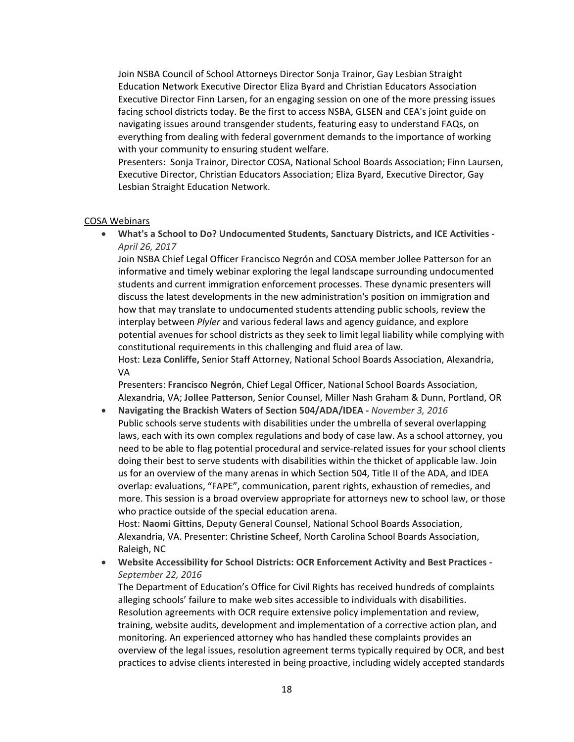Join NSBA Council of School Attorneys Director Sonja Trainor, Gay Lesbian Straight Education Network Executive Director Eliza Byard and Christian Educators Association Executive Director Finn Larsen, for an engaging session on one of the more pressing issues facing school districts today. Be the first to access NSBA, GLSEN and CEA's joint guide on navigating issues around transgender students, featuring easy to understand FAQs, on everything from dealing with federal government demands to the importance of working with your community to ensuring student welfare.
Presenters: Sonja Trainor, Director COSA, National School Boards Association; Finn Laursen, Executive Director, Christian Educators Association; Eliza Byard, Executive Director, Gay Lesbian Straight Education Network.

<u>COSA Webinars</u>

- **What's a School to Do? Undocumented Students, Sanctuary Districts, and ICE Activities -** *April 26, 2017*
  Join NSBA Chief Legal Officer Francisco Negrón and COSA member Jollee Patterson for an informative and timely webinar exploring the legal landscape surrounding undocumented students and current immigration enforcement processes. These dynamic presenters will discuss the latest developments in the new administration's position on immigration and how that may translate to undocumented students attending public schools, review the interplay between *Plyler* and various federal laws and agency guidance, and explore potential avenues for school districts as they seek to limit legal liability while complying with constitutional requirements in this challenging and fluid area of law.
  Host: **Leza Conliffe,** Senior Staff Attorney, National School Boards Association, Alexandria, VA
  Presenters: **Francisco Negrón**, Chief Legal Officer, National School Boards Association, Alexandria, VA; **Jollee Patterson**, Senior Counsel, Miller Nash Graham & Dunn, Portland, OR
- **Navigating the Brackish Waters of Section 504/ADA/IDEA -** *November 3, 2016*
  Public schools serve students with disabilities under the umbrella of several overlapping laws, each with its own complex regulations and body of case law. As a school attorney, you need to be able to flag potential procedural and service-related issues for your school clients doing their best to serve students with disabilities within the thicket of applicable law. Join us for an overview of the many arenas in which Section 504, Title II of the ADA, and IDEA overlap: evaluations, "FAPE", communication, parent rights, exhaustion of remedies, and more. This session is a broad overview appropriate for attorneys new to school law, or those who practice outside of the special education arena.
  Host: **Naomi Gittins**, Deputy General Counsel, National School Boards Association, Alexandria, VA. Presenter: **Christine Scheef**, North Carolina School Boards Association, Raleigh, NC
- **Website Accessibility for School Districts: OCR Enforcement Activity and Best Practices -** *September 22, 2016*
  The Department of Education's Office for Civil Rights has received hundreds of complaints alleging schools' failure to make web sites accessible to individuals with disabilities. Resolution agreements with OCR require extensive policy implementation and review, training, website audits, development and implementation of a corrective action plan, and monitoring. An experienced attorney who has handled these complaints provides an overview of the legal issues, resolution agreement terms typically required by OCR, and best practices to advise clients interested in being proactive, including widely accepted standards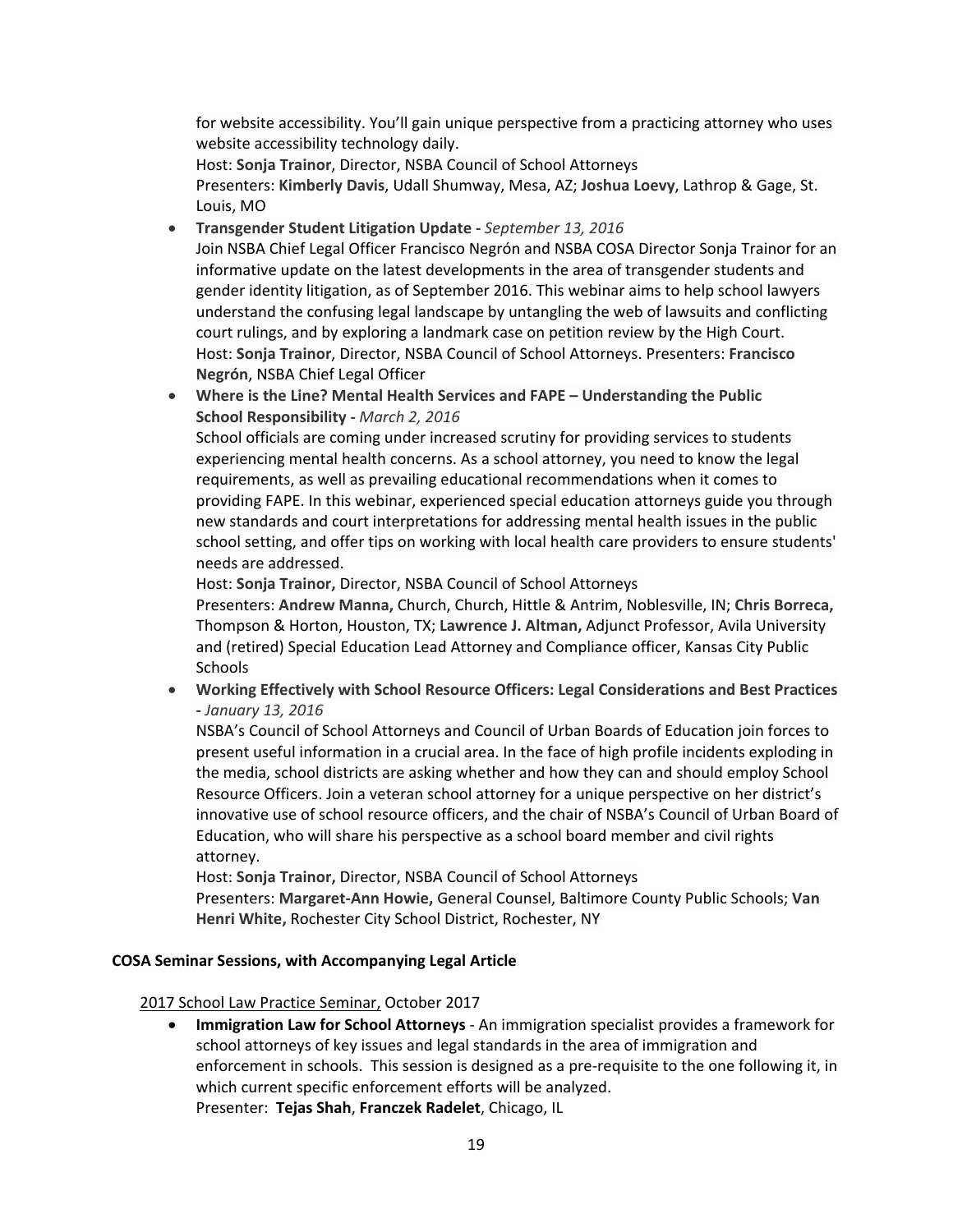for website accessibility. You'll gain unique perspective from a practicing attorney who uses website accessibility technology daily.
Host: **Sonja Trainor**, Director, NSBA Council of School Attorneys
Presenters: **Kimberly Davis**, Udall Shumway, Mesa, AZ; **Joshua Loevy**, Lathrop & Gage, St. Louis, MO

- **Transgender Student Litigation Update -** *September 13, 2016*
  Join NSBA Chief Legal Officer Francisco Negrón and NSBA COSA Director Sonja Trainor for an informative update on the latest developments in the area of transgender students and gender identity litigation, as of September 2016. This webinar aims to help school lawyers understand the confusing legal landscape by untangling the web of lawsuits and conflicting court rulings, and by exploring a landmark case on petition review by the High Court.
  Host: **Sonja Trainor**, Director, NSBA Council of School Attorneys. Presenters: **Francisco Negrón**, NSBA Chief Legal Officer
- **Where is the Line? Mental Health Services and FAPE – Understanding the Public School Responsibility -** *March 2, 2016*
  School officials are coming under increased scrutiny for providing services to students experiencing mental health concerns. As a school attorney, you need to know the legal requirements, as well as prevailing educational recommendations when it comes to providing FAPE. In this webinar, experienced special education attorneys guide you through new standards and court interpretations for addressing mental health issues in the public school setting, and offer tips on working with local health care providers to ensure students' needs are addressed.
  Host: **Sonja Trainor,** Director, NSBA Council of School Attorneys
  Presenters: **Andrew Manna,** Church, Church, Hittle & Antrim, Noblesville, IN; **Chris Borreca,** Thompson & Horton, Houston, TX; **Lawrence J. Altman,** Adjunct Professor, Avila University and (retired) Special Education Lead Attorney and Compliance officer, Kansas City Public Schools
- **Working Effectively with School Resource Officers: Legal Considerations and Best Practices -** *January 13, 2016*
  NSBA's Council of School Attorneys and Council of Urban Boards of Education join forces to present useful information in a crucial area. In the face of high profile incidents exploding in the media, school districts are asking whether and how they can and should employ School Resource Officers. Join a veteran school attorney for a unique perspective on her district's innovative use of school resource officers, and the chair of NSBA's Council of Urban Board of Education, who will share his perspective as a school board member and civil rights attorney.
  Host: **Sonja Trainor,** Director, NSBA Council of School Attorneys
  Presenters: **Margaret-Ann Howie,** General Counsel, Baltimore County Public Schools; **Van Henri White,** Rochester City School District, Rochester, NY

**COSA Seminar Sessions, with Accompanying Legal Article**

<u>2017 School Law Practice Seminar,</u> October 2017

- **Immigration Law for School Attorneys** - An immigration specialist provides a framework for school attorneys of key issues and legal standards in the area of immigration and enforcement in schools. This session is designed as a pre-requisite to the one following it, in which current specific enforcement efforts will be analyzed.
  Presenter: **Tejas Shah**, **Franczek Radelet**, Chicago, IL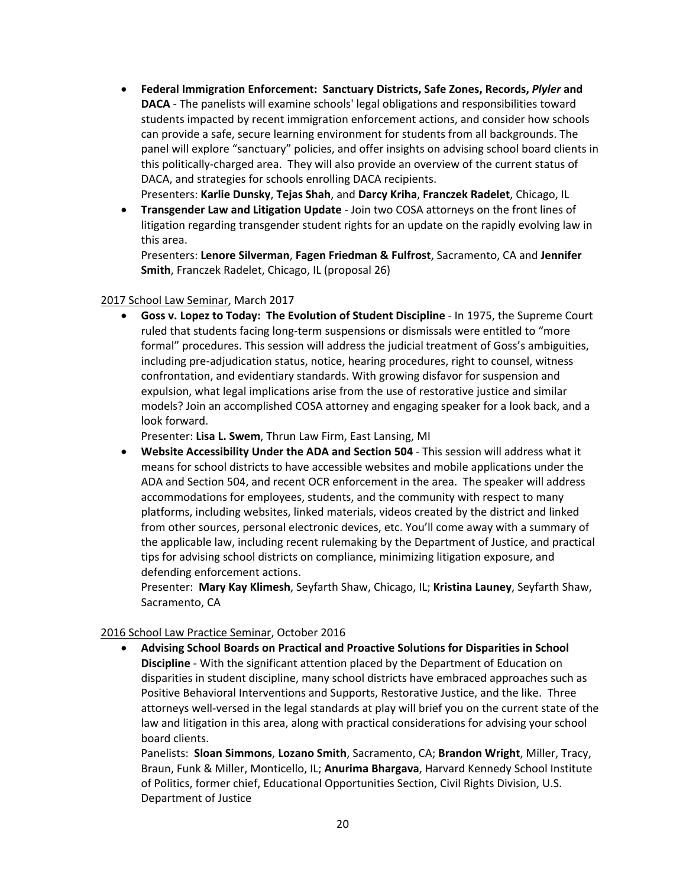- **Federal Immigration Enforcement: Sanctuary Districts, Safe Zones, Records, *Plyler* and DACA** - The panelists will examine schools' legal obligations and responsibilities toward students impacted by recent immigration enforcement actions, and consider how schools can provide a safe, secure learning environment for students from all backgrounds. The panel will explore "sanctuary" policies, and offer insights on advising school board clients in this politically-charged area. They will also provide an overview of the current status of DACA, and strategies for schools enrolling DACA recipients.
  Presenters: **Karlie Dunsky**, **Tejas Shah**, and **Darcy Kriha**, **Franczek Radelet**, Chicago, IL
- **Transgender Law and Litigation Update** - Join two COSA attorneys on the front lines of litigation regarding transgender student rights for an update on the rapidly evolving law in this area.
  Presenters: **Lenore Silverman**, **Fagen Friedman & Fulfrost**, Sacramento, CA and **Jennifer Smith**, Franczek Radelet, Chicago, IL (proposal 26)

<u>2017 School Law Seminar</u>, March 2017

- **Goss v. Lopez to Today: The Evolution of Student Discipline** - In 1975, the Supreme Court ruled that students facing long-term suspensions or dismissals were entitled to "more formal" procedures. This session will address the judicial treatment of Goss's ambiguities, including pre-adjudication status, notice, hearing procedures, right to counsel, witness confrontation, and evidentiary standards. With growing disfavor for suspension and expulsion, what legal implications arise from the use of restorative justice and similar models? Join an accomplished COSA attorney and engaging speaker for a look back, and a look forward.
  Presenter: **Lisa L. Swem**, Thrun Law Firm, East Lansing, MI
- **Website Accessibility Under the ADA and Section 504** - This session will address what it means for school districts to have accessible websites and mobile applications under the ADA and Section 504, and recent OCR enforcement in the area. The speaker will address accommodations for employees, students, and the community with respect to many platforms, including websites, linked materials, videos created by the district and linked from other sources, personal electronic devices, etc. You'll come away with a summary of the applicable law, including recent rulemaking by the Department of Justice, and practical tips for advising school districts on compliance, minimizing litigation exposure, and defending enforcement actions.
  Presenter: **Mary Kay Klimesh**, Seyfarth Shaw, Chicago, IL; **Kristina Launey**, Seyfarth Shaw, Sacramento, CA

<u>2016 School Law Practice Seminar</u>, October 2016

- **Advising School Boards on Practical and Proactive Solutions for Disparities in School Discipline** - With the significant attention placed by the Department of Education on disparities in student discipline, many school districts have embraced approaches such as Positive Behavioral Interventions and Supports, Restorative Justice, and the like. Three attorneys well-versed in the legal standards at play will brief you on the current state of the law and litigation in this area, along with practical considerations for advising your school board clients.
  Panelists: **Sloan Simmons**, **Lozano Smith**, Sacramento, CA; **Brandon Wright**, Miller, Tracy, Braun, Funk & Miller, Monticello, IL; **Anurima Bhargava**, Harvard Kennedy School Institute of Politics, former chief, Educational Opportunities Section, Civil Rights Division, U.S. Department of Justice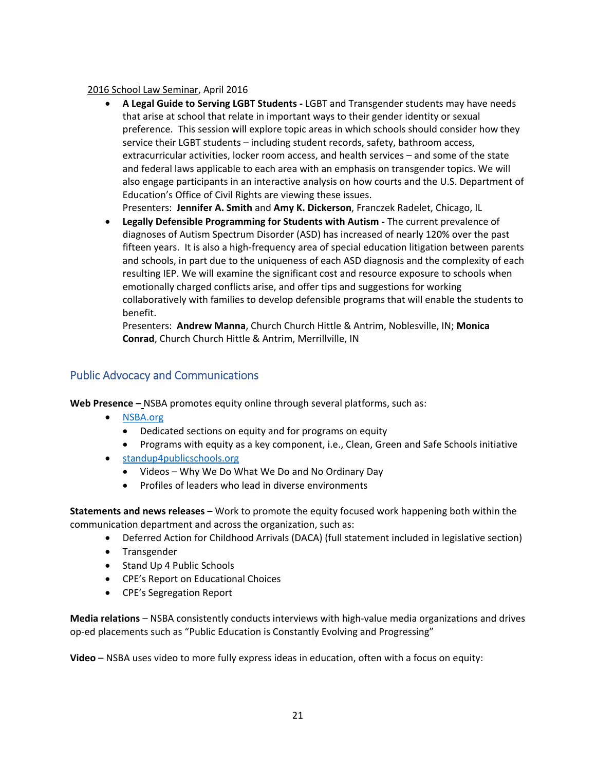2016 School Law Seminar, April 2016

- **A Legal Guide to Serving LGBT Students -** LGBT and Transgender students may have needs that arise at school that relate in important ways to their gender identity or sexual preference. This session will explore topic areas in which schools should consider how they service their LGBT students – including student records, safety, bathroom access, extracurricular activities, locker room access, and health services – and some of the state and federal laws applicable to each area with an emphasis on transgender topics. We will also engage participants in an interactive analysis on how courts and the U.S. Department of Education's Office of Civil Rights are viewing these issues.
  Presenters: **Jennifer A. Smith** and **Amy K. Dickerson**, Franczek Radelet, Chicago, IL
- **Legally Defensible Programming for Students with Autism -** The current prevalence of diagnoses of Autism Spectrum Disorder (ASD) has increased of nearly 120% over the past fifteen years. It is also a high-frequency area of special education litigation between parents and schools, in part due to the uniqueness of each ASD diagnosis and the complexity of each resulting IEP. We will examine the significant cost and resource exposure to schools when emotionally charged conflicts arise, and offer tips and suggestions for working collaboratively with families to develop defensible programs that will enable the students to benefit.
  Presenters: **Andrew Manna**, Church Church Hittle & Antrim, Noblesville, IN; **Monica Conrad**, Church Church Hittle & Antrim, Merrillville, IN

## Public Advocacy and Communications

**Web Presence –** NSBA promotes equity online through several platforms, such as:

- NSBA.org
  - Dedicated sections on equity and for programs on equity
  - Programs with equity as a key component, i.e., Clean, Green and Safe Schools initiative
- standup4publicschools.org
  - Videos – Why We Do What We Do and No Ordinary Day
  - Profiles of leaders who lead in diverse environments

**Statements and news releases** – Work to promote the equity focused work happening both within the communication department and across the organization, such as:

- Deferred Action for Childhood Arrivals (DACA) (full statement included in legislative section)
- Transgender
- Stand Up 4 Public Schools
- CPE's Report on Educational Choices
- CPE's Segregation Report

**Media relations** – NSBA consistently conducts interviews with high-value media organizations and drives op-ed placements such as "Public Education is Constantly Evolving and Progressing"

**Video** – NSBA uses video to more fully express ideas in education, often with a focus on equity: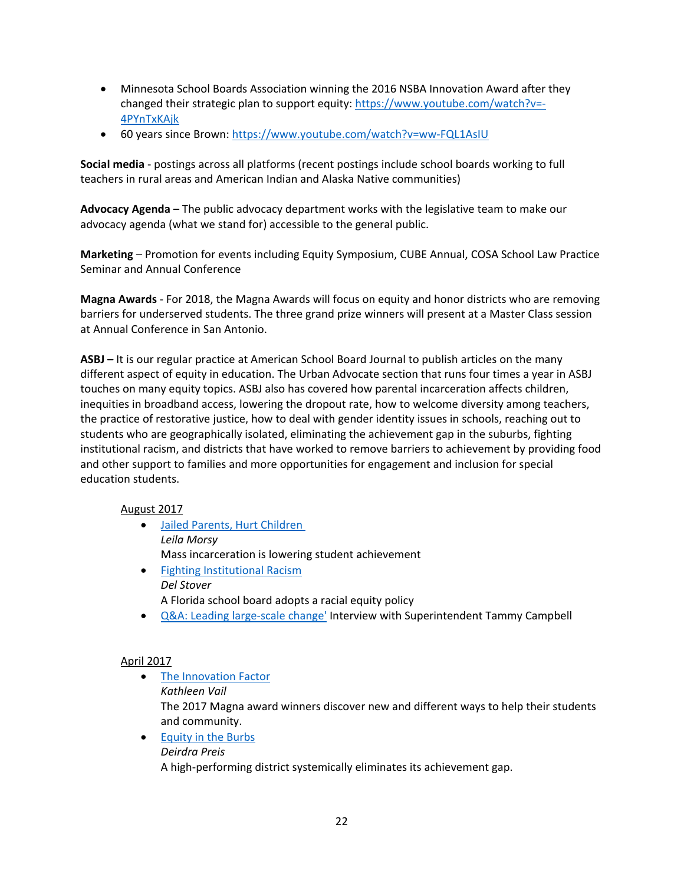- Minnesota School Boards Association winning the 2016 NSBA Innovation Award after they changed their strategic plan to support equity: [https://www.youtube.com/watch?v=-4PYnTxKAjk](https://www.youtube.com/watch?v=-4PYnTxKAjk)
- 60 years since Brown: [https://www.youtube.com/watch?v=ww-FQL1AsIU](https://www.youtube.com/watch?v=ww-FQL1AsIU)

**Social media** - postings across all platforms (recent postings include school boards working to full teachers in rural areas and American Indian and Alaska Native communities)

**Advocacy Agenda** – The public advocacy department works with the legislative team to make our advocacy agenda (what we stand for) accessible to the general public.

**Marketing** – Promotion for events including Equity Symposium, CUBE Annual, COSA School Law Practice Seminar and Annual Conference

**Magna Awards** - For 2018, the Magna Awards will focus on equity and honor districts who are removing barriers for underserved students. The three grand prize winners will present at a Master Class session at Annual Conference in San Antonio.

**ASBJ –** It is our regular practice at American School Board Journal to publish articles on the many different aspect of equity in education. The Urban Advocate section that runs four times a year in ASBJ touches on many equity topics. ASBJ also has covered how parental incarceration affects children, inequities in broadband access, lowering the dropout rate, how to welcome diversity among teachers, the practice of restorative justice, how to deal with gender identity issues in schools, reaching out to students who are geographically isolated, eliminating the achievement gap in the suburbs, fighting institutional racism, and districts that have worked to remove barriers to achievement by providing food and other support to families and more opportunities for engagement and inclusion for special education students.

August 2017

- Jailed Parents, Hurt Children
  *Leila Morsy*
  Mass incarceration is lowering student achievement
- Fighting Institutional Racism
  *Del Stover*
  A Florida school board adopts a racial equity policy
- Q&A: Leading large-scale change' Interview with Superintendent Tammy Campbell

April 2017

- The Innovation Factor
  *Kathleen Vail*
  The 2017 Magna award winners discover new and different ways to help their students and community.
- Equity in the Burbs
  *Deirdra Preis*
  A high-performing district systemically eliminates its achievement gap.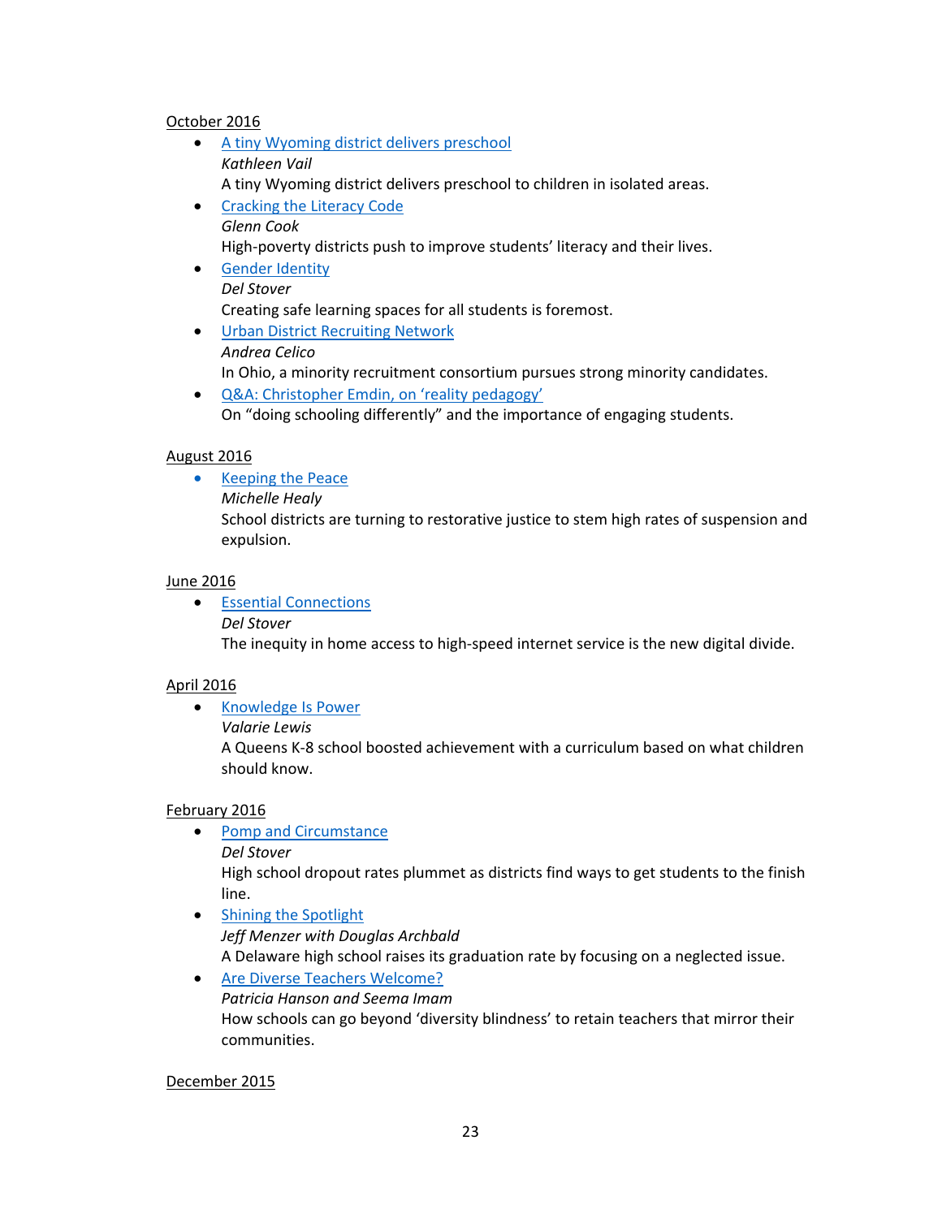October 2016

- A tiny Wyoming district delivers preschool
  *Kathleen Vail*
  A tiny Wyoming district delivers preschool to children in isolated areas.
- Cracking the Literacy Code
  *Glenn Cook*
  High-poverty districts push to improve students' literacy and their lives.
- Gender Identity
  *Del Stover*
  Creating safe learning spaces for all students is foremost.
- Urban District Recruiting Network
  *Andrea Celico*
  In Ohio, a minority recruitment consortium pursues strong minority candidates.
- Q&A: Christopher Emdin, on 'reality pedagogy'
  On "doing schooling differently" and the importance of engaging students.

August 2016

- Keeping the Peace
  *Michelle Healy*
  School districts are turning to restorative justice to stem high rates of suspension and expulsion.

June 2016

- Essential Connections
  *Del Stover*
  The inequity in home access to high-speed internet service is the new digital divide.

April 2016

- Knowledge Is Power
  *Valarie Lewis*
  A Queens K-8 school boosted achievement with a curriculum based on what children should know.

February 2016

- Pomp and Circumstance
  *Del Stover*
  High school dropout rates plummet as districts find ways to get students to the finish line.
- Shining the Spotlight
  *Jeff Menzer with Douglas Archbald*
  A Delaware high school raises its graduation rate by focusing on a neglected issue.
- Are Diverse Teachers Welcome?
  *Patricia Hanson and Seema Imam*
  How schools can go beyond 'diversity blindness' to retain teachers that mirror their communities.

December 2015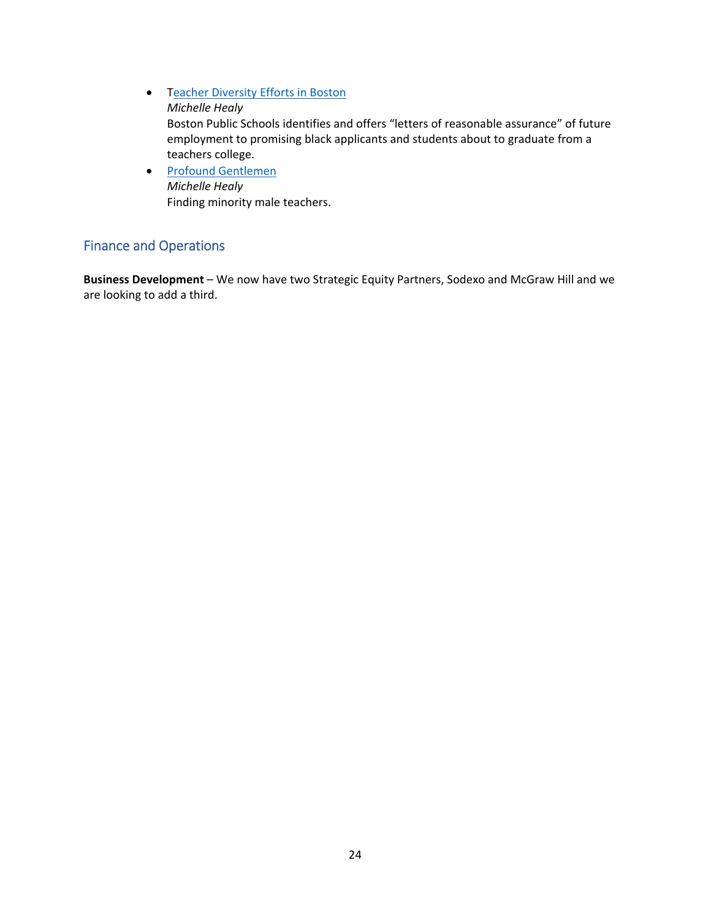- Teacher Diversity Efforts in Boston
  *Michelle Healy*
  Boston Public Schools identifies and offers "letters of reasonable assurance" of future employment to promising black applicants and students about to graduate from a teachers college.
- Profound Gentlemen
  *Michelle Healy*
  Finding minority male teachers.

## Finance and Operations

**Business Development** – We now have two Strategic Equity Partners, Sodexo and McGraw Hill and we are looking to add a third.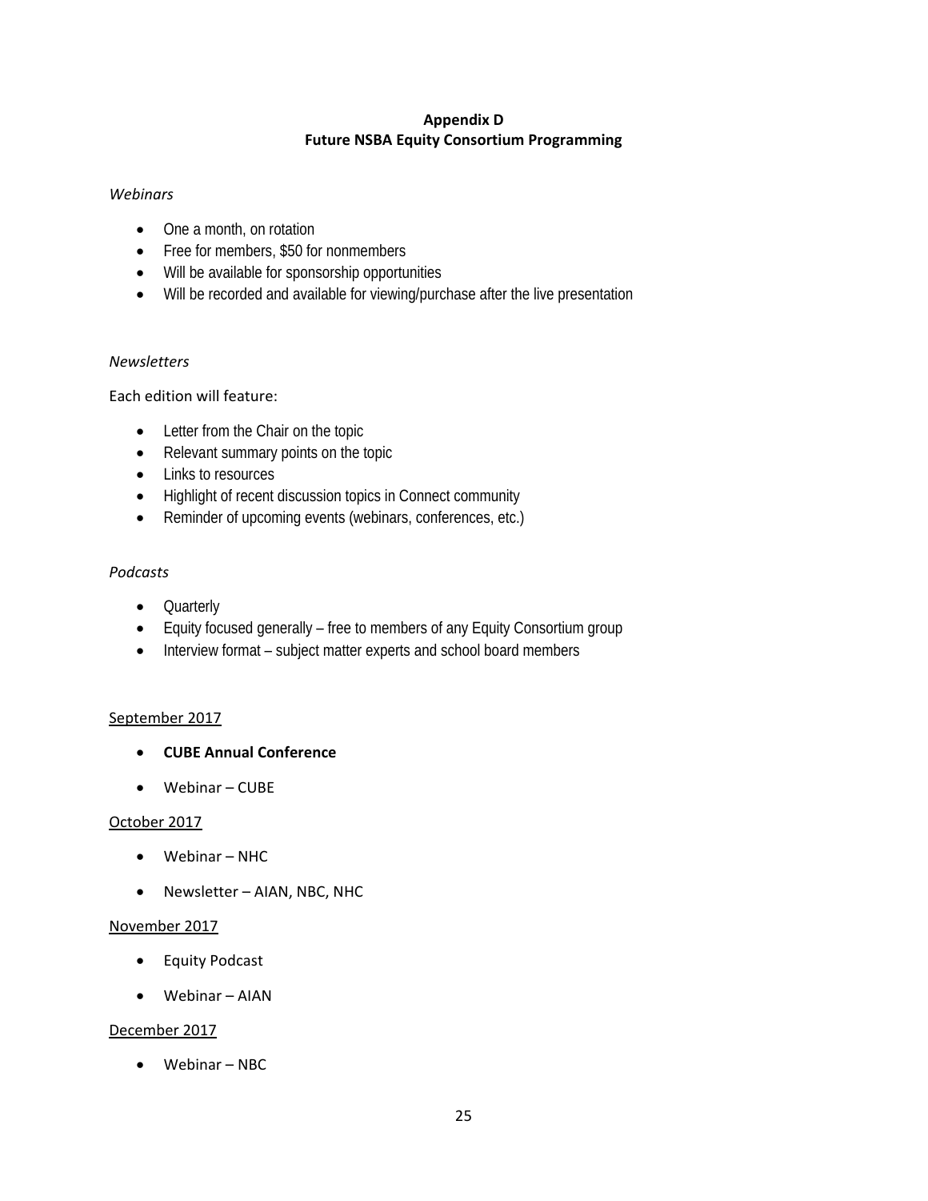## Appendix D
## Future NSBA Equity Consortium Programming

*Webinars*

- One a month, on rotation
- Free for members, $50 for nonmembers
- Will be available for sponsorship opportunities
- Will be recorded and available for viewing/purchase after the live presentation

*Newsletters*

Each edition will feature:

- Letter from the Chair on the topic
- Relevant summary points on the topic
- Links to resources
- Highlight of recent discussion topics in Connect community
- Reminder of upcoming events (webinars, conferences, etc.)

*Podcasts*

- Quarterly
- Equity focused generally – free to members of any Equity Consortium group
- Interview format – subject matter experts and school board members

<u>September 2017</u>

- **CUBE Annual Conference**
- Webinar – CUBE

<u>October 2017</u>

- Webinar – NHC
- Newsletter – AIAN, NBC, NHC

<u>November 2017</u>

- Equity Podcast
- Webinar – AIAN

<u>December 2017</u>

- Webinar – NBC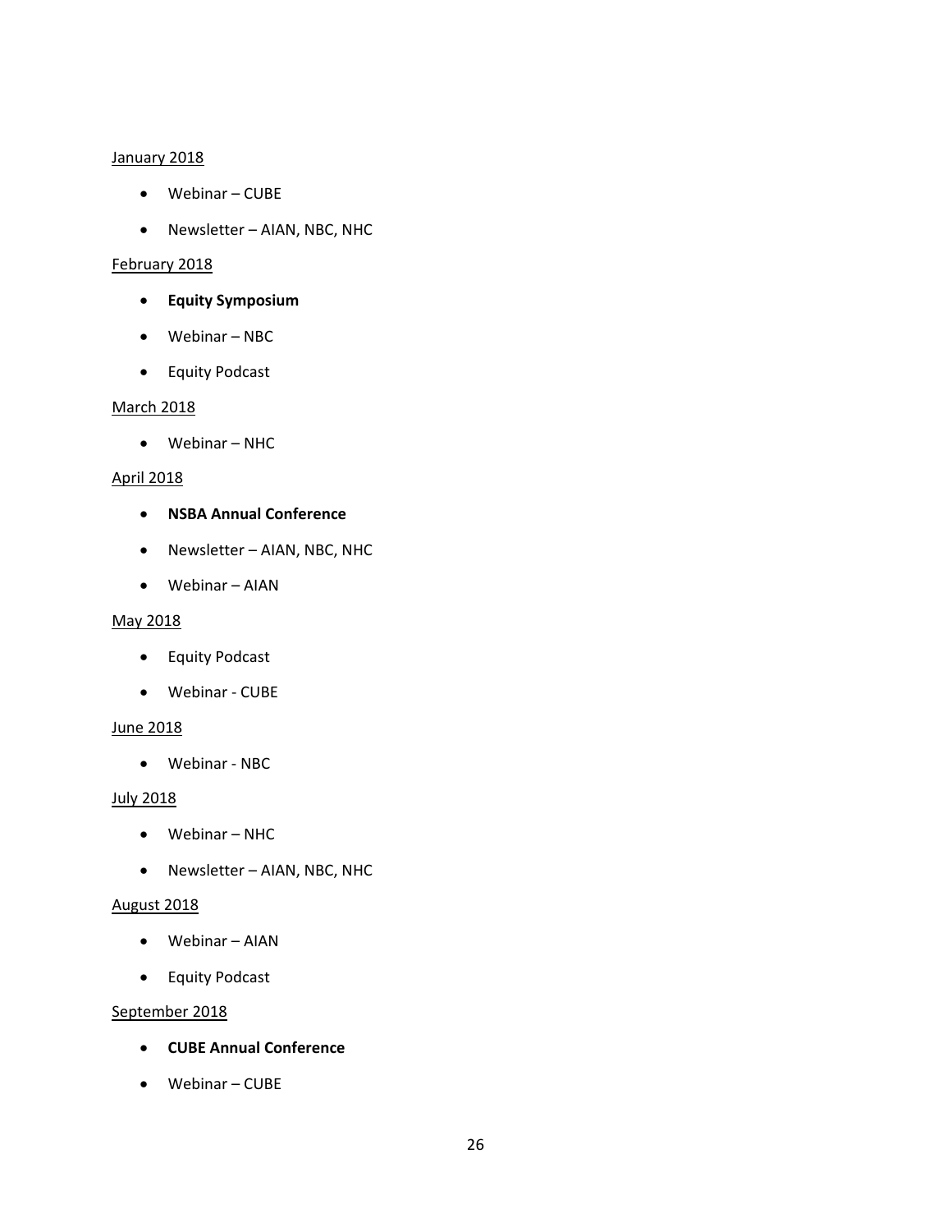<u>January 2018</u>

- Webinar – CUBE
- Newsletter – AIAN, NBC, NHC

<u>February 2018</u>

- **Equity Symposium**
- Webinar – NBC
- Equity Podcast

<u>March 2018</u>

- Webinar – NHC

<u>April 2018</u>

- **NSBA Annual Conference**
- Newsletter – AIAN, NBC, NHC
- Webinar – AIAN

<u>May 2018</u>

- Equity Podcast
- Webinar - CUBE

<u>June 2018</u>

- Webinar - NBC

<u>July 2018</u>

- Webinar – NHC
- Newsletter – AIAN, NBC, NHC

<u>August 2018</u>

- Webinar – AIAN
- Equity Podcast

<u>September 2018</u>

- **CUBE Annual Conference**
- Webinar – CUBE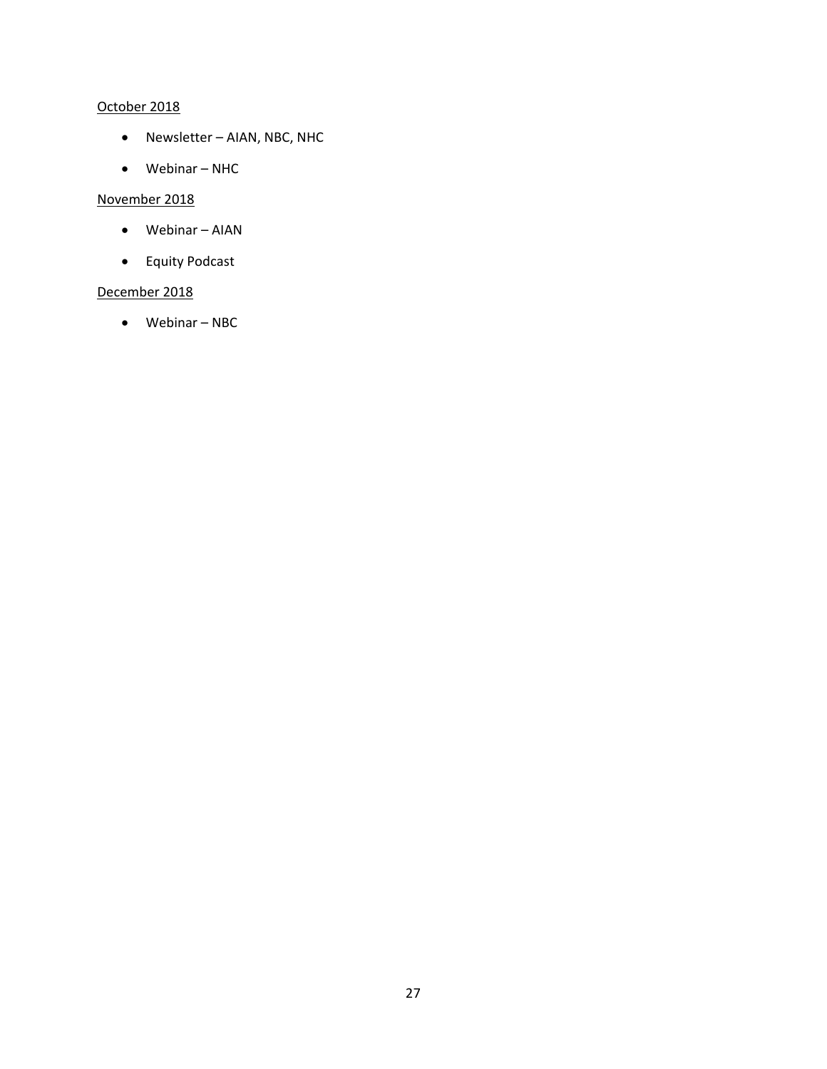<u>October 2018</u>

- Newsletter – AIAN, NBC, NHC
- Webinar – NHC

<u>November 2018</u>

- Webinar – AIAN
- Equity Podcast

<u>December 2018</u>

- Webinar – NBC